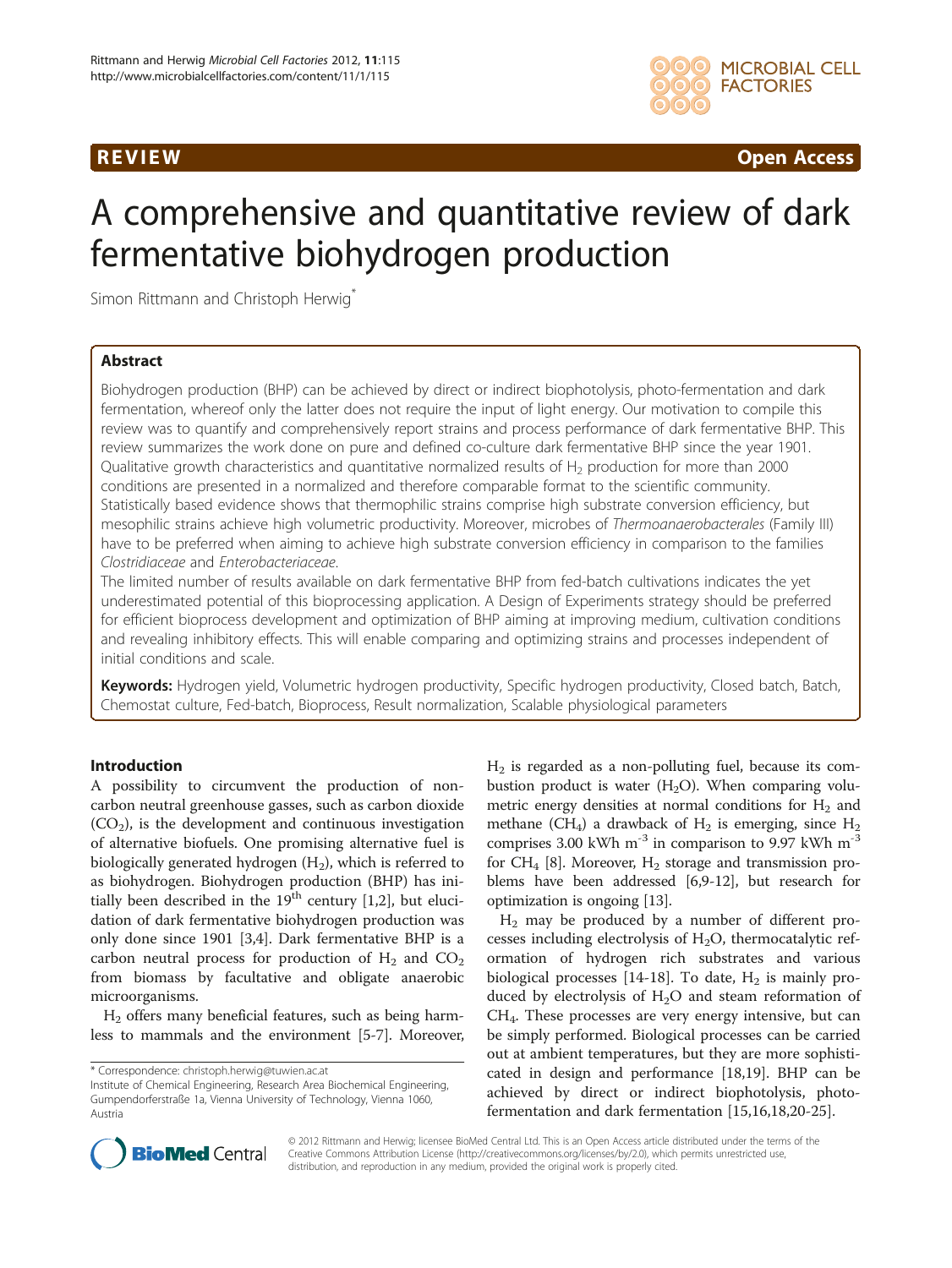REVIEW Open Access

# A comprehensive and quantitative review of dark fermentative biohydrogen production

Simon Rittmann and Christoph Herwig*

## Abstract

Biohydrogen production (BHP) can be achieved by direct or indirect biophotolysis, photo-fermentation and dark fermentation, whereof only the latter does not require the input of light energy. Our motivation to compile this review was to quantify and comprehensively report strains and process performance of dark fermentative BHP. This review summarizes the work done on pure and defined co-culture dark fermentative BHP since the year 1901. Qualitative growth characteristics and quantitative normalized results of $H_2$ production for more than 2000 conditions are presented in a normalized and therefore comparable format to the scientific community. Statistically based evidence shows that thermophilic strains comprise high substrate conversion efficiency, but mesophilic strains achieve high volumetric productivity. Moreover, microbes of *Thermoanaerobacterales* (Family III) have to be preferred when aiming to achieve high substrate conversion efficiency in comparison to the families *Clostridiaceae* and *Enterobacteriaceae*.

The limited number of results available on dark fermentative BHP from fed-batch cultivations indicates the yet underestimated potential of this bioprocessing application. A Design of Experiments strategy should be preferred for efficient bioprocess development and optimization of BHP aiming at improving medium, cultivation conditions and revealing inhibitory effects. This will enable comparing and optimizing strains and processes independent of initial conditions and scale.

**Keywords:** Hydrogen yield, Volumetric hydrogen productivity, Specific hydrogen productivity, Closed batch, Batch, Chemostat culture, Fed-batch, Bioprocess, Result normalization, Scalable physiological parameters

## Introduction

A possibility to circumvent the production of non-carbon neutral greenhouse gasses, such as carbon dioxide ($CO_2$), is the development and continuous investigation of alternative biofuels. One promising alternative fuel is biologically generated hydrogen ($H_2$), which is referred to as biohydrogen. Biohydrogen production (BHP) has initially been described in the $19^{th}$ century [1,2], but elucidation of dark fermentative biohydrogen production was only done since 1901 [3,4]. Dark fermentative BHP is a carbon neutral process for production of $H_2$ and $CO_2$ from biomass by facultative and obligate anaerobic microorganisms.

$H_2$ offers many beneficial features, such as being harmless to mammals and the environment [5-7]. Moreover, $H_2$ is regarded as a non-polluting fuel, because its combustion product is water ($H_2O$). When comparing volumetric energy densities at normal conditions for $H_2$ and methane ($CH_4$) a drawback of $H_2$ is emerging, since $H_2$ comprises 3.00 kWh $m^{-3}$ in comparison to 9.97 kWh $m^{-3}$ for $CH_4$ [8]. Moreover, $H_2$ storage and transmission problems have been addressed [6,9-12], but research for optimization is ongoing [13].

$H_2$ may be produced by a number of different processes including electrolysis of $H_2O$, thermocatalytic reformation of hydrogen rich substrates and various biological processes [14-18]. To date, $H_2$ is mainly produced by electrolysis of $H_2O$ and steam reformation of $CH_4$. These processes are very energy intensive, but can be simply performed. Biological processes can be carried out at ambient temperatures, but they are more sophisticated in design and performance [18,19]. BHP can be achieved by direct or indirect biophotolysis, photo-fermentation and dark fermentation [15,16,18,20-25].

* Correspondence: christoph.herwig@tuwien.ac.at
Institute of Chemical Engineering, Research Area Biochemical Engineering, Gumpendorferstraße 1a, Vienna University of Technology, Vienna 1060, Austria

© 2012 Rittmann and Herwig; licensee BioMed Central Ltd. This is an Open Access article distributed under the terms of the Creative Commons Attribution License (http://creativecommons.org/licenses/by/2.0), which permits unrestricted use, distribution, and reproduction in any medium, provided the original work is properly cited.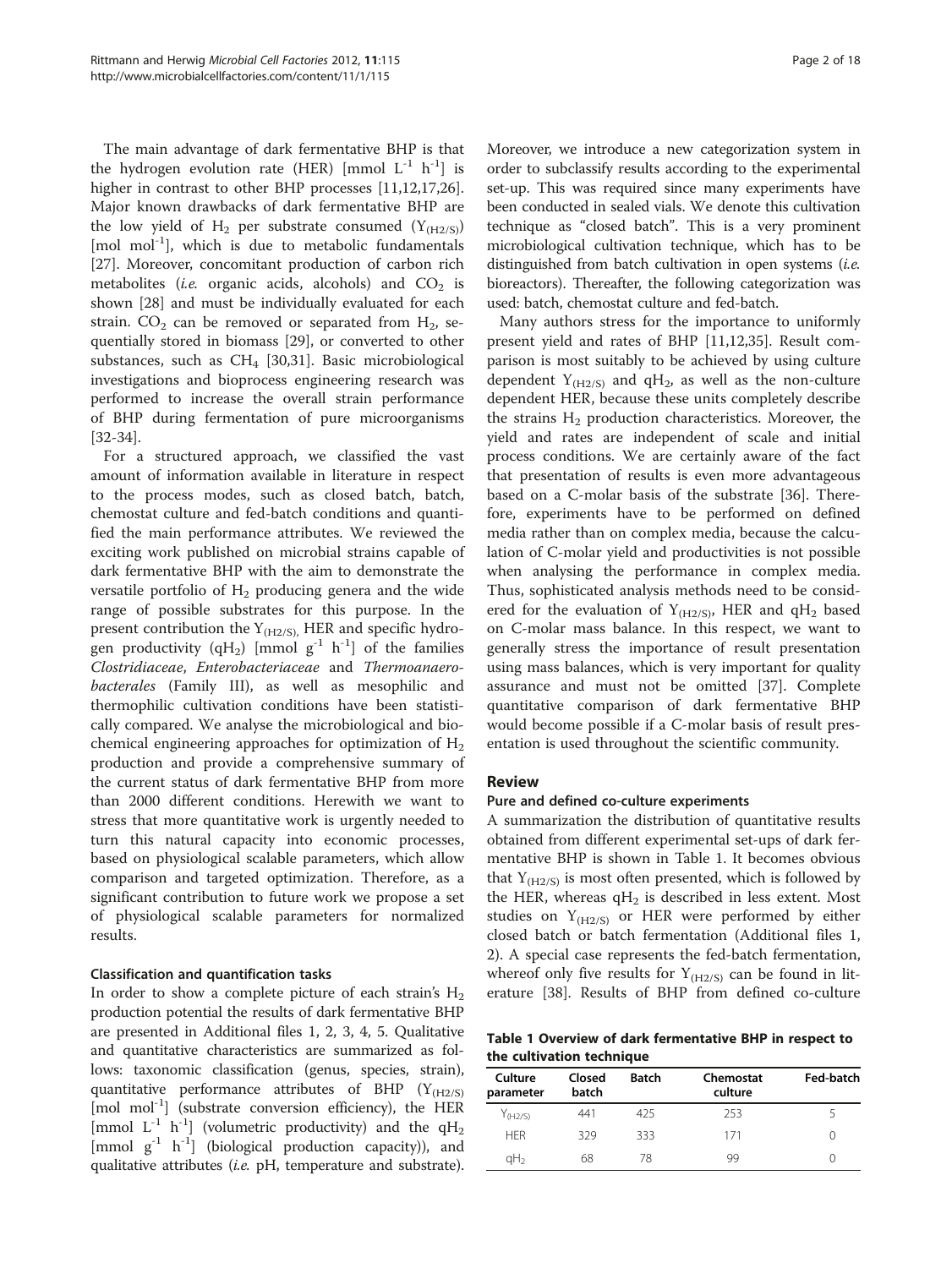The main advantage of dark fermentative BHP is that the hydrogen evolution rate (HER) [mmol $L^{-1}$ $h^{-1}$] is higher in contrast to other BHP processes [11,12,17,26]. Major known drawbacks of dark fermentative BHP are the low yield of $H_2$ per substrate consumed ($Y_{(H2/S)}$) [mol $mol^{-1}$], which is due to metabolic fundamentals [27]. Moreover, concomitant production of carbon rich metabolites (*i.e.* organic acids, alcohols) and $CO_2$ is shown [28] and must be individually evaluated for each strain. $CO_2$ can be removed or separated from $H_2$, sequentially stored in biomass [29], or converted to other substances, such as $CH_4$ [30,31]. Basic microbiological investigations and bioprocess engineering research was performed to increase the overall strain performance of BHP during fermentation of pure microorganisms [32-34].

For a structured approach, we classified the vast amount of information available in literature in respect to the process modes, such as closed batch, batch, chemostat culture and fed-batch conditions and quantified the main performance attributes. We reviewed the exciting work published on microbial strains capable of dark fermentative BHP with the aim to demonstrate the versatile portfolio of $H_2$ producing genera and the wide range of possible substrates for this purpose. In the present contribution the $Y_{(H2/S)}$, HER and specific hydrogen productivity ($qH_2$) [mmol $g^{-1}$ $h^{-1}$] of the families *Clostridiaceae*, *Enterobacteriaceae* and *Thermoanaerobacterales* (Family III), as well as mesophilic and thermophilic cultivation conditions have been statistically compared. We analyse the microbiological and biochemical engineering approaches for optimization of $H_2$ production and provide a comprehensive summary of the current status of dark fermentative BHP from more than 2000 different conditions. Herewith we want to stress that more quantitative work is urgently needed to turn this natural capacity into economic processes, based on physiological scalable parameters, which allow comparison and targeted optimization. Therefore, as a significant contribution to future work we propose a set of physiological scalable parameters for normalized results.

### Classification and quantification tasks

In order to show a complete picture of each strain's $H_2$ production potential the results of dark fermentative BHP are presented in Additional files 1, 2, 3, 4, 5. Qualitative and quantitative characteristics are summarized as follows: taxonomic classification (genus, species, strain), quantitative performance attributes of BHP ($Y_{(H2/S)}$ [mol $mol^{-1}$] (substrate conversion efficiency), the HER [mmol $L^{-1}$ $h^{-1}$] (volumetric productivity) and the $qH_2$ [mmol $g^{-1}$ $h^{-1}$] (biological production capacity)), and qualitative attributes (*i.e.* pH, temperature and substrate). Moreover, we introduce a new categorization system in order to subclassify results according to the experimental set-up. This was required since many experiments have been conducted in sealed vials. We denote this cultivation technique as "closed batch". This is a very prominent microbiological cultivation technique, which has to be distinguished from batch cultivation in open systems (*i.e.* bioreactors). Thereafter, the following categorization was used: batch, chemostat culture and fed-batch.

Many authors stress for the importance to uniformly present yield and rates of BHP [11,12,35]. Result comparison is most suitably to be achieved by using culture dependent $Y_{(H2/S)}$ and $qH_2$, as well as the non-culture dependent HER, because these units completely describe the strains $H_2$ production characteristics. Moreover, the yield and rates are independent of scale and initial process conditions. We are certainly aware of the fact that presentation of results is even more advantageous based on a C-molar basis of the substrate [36]. Therefore, experiments have to be performed on defined media rather than on complex media, because the calculation of C-molar yield and productivities is not possible when analysing the performance in complex media. Thus, sophisticated analysis methods need to be considered for the evaluation of $Y_{(H2/S)}$, HER and $qH_2$ based on C-molar mass balance. In this respect, we want to generally stress the importance of result presentation using mass balances, which is very important for quality assurance and must not be omitted [37]. Complete quantitative comparison of dark fermentative BHP would become possible if a C-molar basis of result presentation is used throughout the scientific community.

## Review

### Pure and defined co-culture experiments

A summarization the distribution of quantitative results obtained from different experimental set-ups of dark fermentative BHP is shown in Table 1. It becomes obvious that $Y_{(H2/S)}$ is most often presented, which is followed by the HER, whereas $qH_2$ is described in less extent. Most studies on $Y_{(H2/S)}$ or HER were performed by either closed batch or batch fermentation (Additional files 1, 2). A special case represents the fed-batch fermentation, whereof only five results for $Y_{(H2/S)}$ can be found in literature [38]. Results of BHP from defined co-culture

**Table 1 Overview of dark fermentative BHP in respect to the cultivation technique**

| Culture parameter | Closed batch | Batch | Chemostat culture | Fed-batch |
|---|---|---|---|---|
| $Y_{(H2/S)}$ | 441 | 425 | 253 | 5 |
| HER | 329 | 333 | 171 | 0 |
| $qH_2$ | 68 | 78 | 99 | 0 |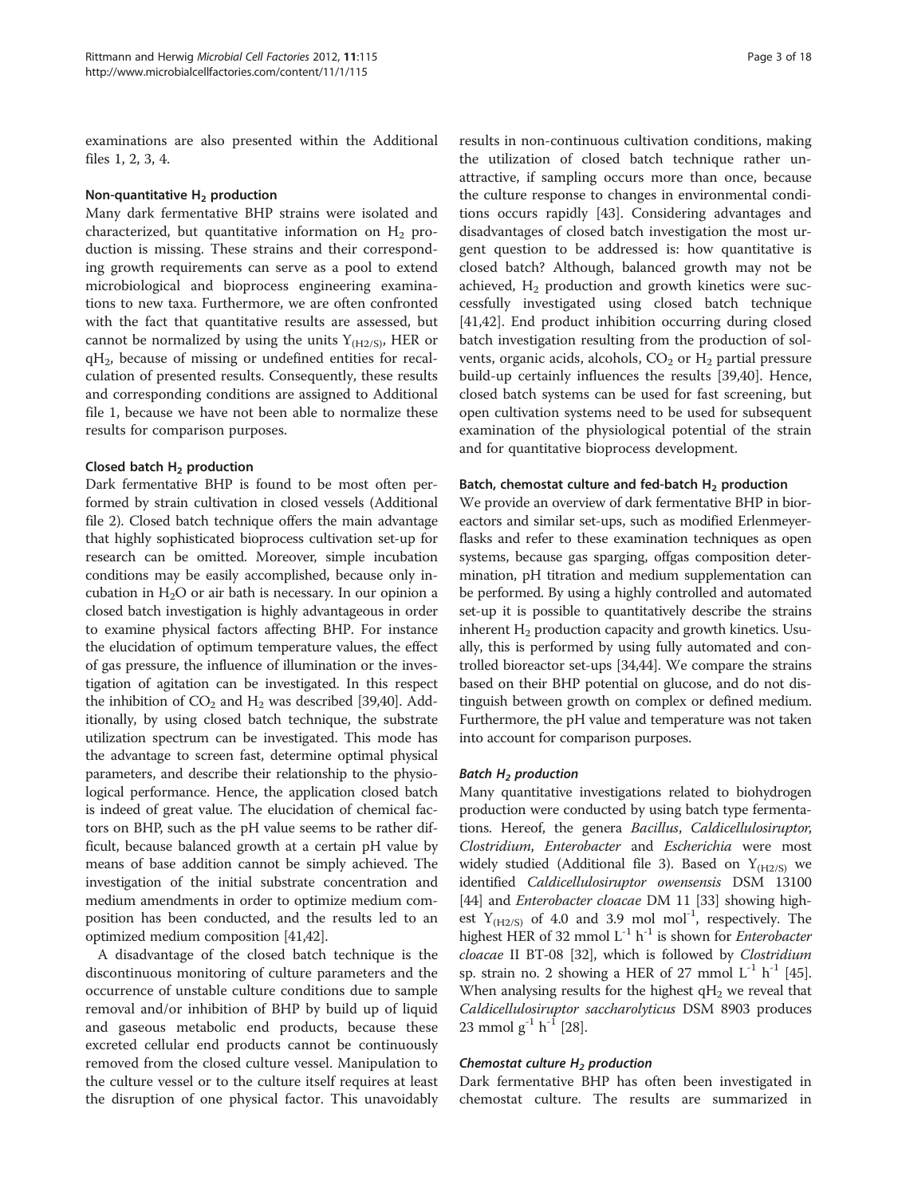examinations are also presented within the Additional files 1, 2, 3, 4.

### Non-quantitative $H_2$ production

Many dark fermentative BHP strains were isolated and characterized, but quantitative information on $H_2$ production is missing. These strains and their corresponding growth requirements can serve as a pool to extend microbiological and bioprocess engineering examinations to new taxa. Furthermore, we are often confronted with the fact that quantitative results are assessed, but cannot be normalized by using the units $Y_{(H2/S)}$, HER or $qH_2$, because of missing or undefined entities for recalculation of presented results. Consequently, these results and corresponding conditions are assigned to Additional file 1, because we have not been able to normalize these results for comparison purposes.

### Closed batch $H_2$ production

Dark fermentative BHP is found to be most often performed by strain cultivation in closed vessels (Additional file 2). Closed batch technique offers the main advantage that highly sophisticated bioprocess cultivation set-up for research can be omitted. Moreover, simple incubation conditions may be easily accomplished, because only incubation in $H_2O$ or air bath is necessary. In our opinion a closed batch investigation is highly advantageous in order to examine physical factors affecting BHP. For instance the elucidation of optimum temperature values, the effect of gas pressure, the influence of illumination or the investigation of agitation can be investigated. In this respect the inhibition of $CO_2$ and $H_2$ was described [39,40]. Additionally, by using closed batch technique, the substrate utilization spectrum can be investigated. This mode has the advantage to screen fast, determine optimal physical parameters, and describe their relationship to the physiological performance. Hence, the application closed batch is indeed of great value. The elucidation of chemical factors on BHP, such as the pH value seems to be rather difficult, because balanced growth at a certain pH value by means of base addition cannot be simply achieved. The investigation of the initial substrate concentration and medium amendments in order to optimize medium composition has been conducted, and the results led to an optimized medium composition [41,42].

A disadvantage of the closed batch technique is the discontinuous monitoring of culture parameters and the occurrence of unstable culture conditions due to sample removal and/or inhibition of BHP by build up of liquid and gaseous metabolic end products, because these excreted cellular end products cannot be continuously removed from the closed culture vessel. Manipulation to the culture vessel or to the culture itself requires at least the disruption of one physical factor. This unavoidably results in non-continuous cultivation conditions, making the utilization of closed batch technique rather unattractive, if sampling occurs more than once, because the culture response to changes in environmental conditions occurs rapidly [43]. Considering advantages and disadvantages of closed batch investigation the most urgent question to be addressed is: how quantitative is closed batch? Although, balanced growth may not be achieved, $H_2$ production and growth kinetics were successfully investigated using closed batch technique [41,42]. End product inhibition occurring during closed batch investigation resulting from the production of solvents, organic acids, alcohols, $CO_2$ or $H_2$ partial pressure build-up certainly influences the results [39,40]. Hence, closed batch systems can be used for fast screening, but open cultivation systems need to be used for subsequent examination of the physiological potential of the strain and for quantitative bioprocess development.

### Batch, chemostat culture and fed-batch $H_2$ production

We provide an overview of dark fermentative BHP in bioreactors and similar set-ups, such as modified Erlenmeyer-flasks and refer to these examination techniques as open systems, because gas sparging, offgas composition determination, pH titration and medium supplementation can be performed. By using a highly controlled and automated set-up it is possible to quantitatively describe the strains inherent $H_2$ production capacity and growth kinetics. Usually, this is performed by using fully automated and controlled bioreactor set-ups [34,44]. We compare the strains based on their BHP potential on glucose, and do not distinguish between growth on complex or defined medium. Furthermore, the pH value and temperature was not taken into account for comparison purposes.

#### *Batch $H_2$ production*

Many quantitative investigations related to biohydrogen production were conducted by using batch type fermentations. Hereof, the genera *Bacillus*, *Caldicellulosiruptor*, *Clostridium*, *Enterobacter* and *Escherichia* were most widely studied (Additional file 3). Based on $Y_{(H2/S)}$ we identified *Caldicellulosiruptor owensensis* DSM 13100 [44] and *Enterobacter cloacae* DM 11 [33] showing highest $Y_{(H2/S)}$ of 4.0 and 3.9 mol $mol^{-1}$, respectively. The highest HER of 32 mmol $L^{-1}$ $h^{-1}$ is shown for *Enterobacter cloacae* II BT-08 [32], which is followed by *Clostridium* sp. strain no. 2 showing a HER of 27 mmol $L^{-1}$ $h^{-1}$ [45]. When analysing results for the highest $qH_2$ we reveal that *Caldicellulosiruptor saccharolyticus* DSM 8903 produces 23 mmol $g^{-1}$ $h^{-1}$ [28].

#### *Chemostat culture $H_2$ production*

Dark fermentative BHP has often been investigated in chemostat culture. The results are summarized in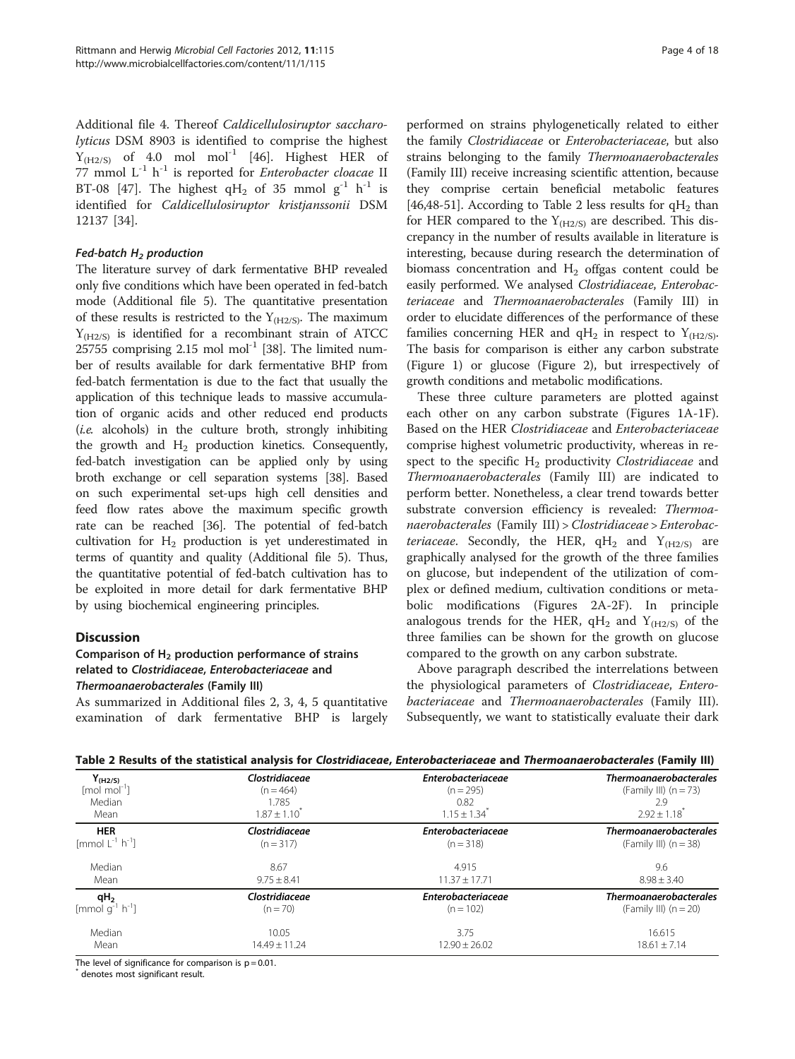Additional file 4. Thereof *Caldicellulosiruptor saccharolyticus* DSM 8903 is identified to comprise the highest $Y_{(H2/S)}$ of 4.0 mol $mol^{-1}$ [46]. Highest HER of 77 mmol $L^{-1}$ $h^{-1}$ is reported for *Enterobacter cloacae* II BT-08 [47]. The highest $qH_2$ of 35 mmol $g^{-1}$ $h^{-1}$ is identified for *Caldicellulosiruptor kristjanssonii* DSM 12137 [34].

#### Fed-batch $H_2$ production

The literature survey of dark fermentative BHP revealed only five conditions which have been operated in fed-batch mode (Additional file 5). The quantitative presentation of these results is restricted to the $Y_{(H2/S)}$. The maximum $Y_{(H2/S)}$ is identified for a recombinant strain of ATCC 25755 comprising 2.15 mol $mol^{-1}$ [38]. The limited number of results available for dark fermentative BHP from fed-batch fermentation is due to the fact that usually the application of this technique leads to massive accumulation of organic acids and other reduced end products (*i.e.* alcohols) in the culture broth, strongly inhibiting the growth and $H_2$ production kinetics. Consequently, fed-batch investigation can be applied only by using broth exchange or cell separation systems [38]. Based on such experimental set-ups high cell densities and feed flow rates above the maximum specific growth rate can be reached [36]. The potential of fed-batch cultivation for $H_2$ production is yet underestimated in terms of quantity and quality (Additional file 5). Thus, the quantitative potential of fed-batch cultivation has to be exploited in more detail for dark fermentative BHP by using biochemical engineering principles.

## Discussion

### Comparison of $H_2$ production performance of strains related to *Clostridiaceae*, *Enterobacteriaceae* and *Thermoanaerobacterales* (Family III)

As summarized in Additional files 2, 3, 4, 5 quantitative examination of dark fermentative BHP is largely performed on strains phylogenetically related to either the family *Clostridiaceae* or *Enterobacteriaceae*, but also strains belonging to the family *Thermoanaerobacterales* (Family III) receive increasing scientific attention, because they comprise certain beneficial metabolic features [46,48-51]. According to Table 2 less results for $qH_2$ than for HER compared to the $Y_{(H2/S)}$ are described. This discrepancy in the number of results available in literature is interesting, because during research the determination of biomass concentration and $H_2$ offgas content could be easily performed. We analysed *Clostridiaceae*, *Enterobacteriaceae* and *Thermoanaerobacterales* (Family III) in order to elucidate differences of the performance of these families concerning HER and $qH_2$ in respect to $Y_{(H2/S)}$. The basis for comparison is either any carbon substrate (Figure 1) or glucose (Figure 2), but irrespectively of growth conditions and metabolic modifications.

These three culture parameters are plotted against each other on any carbon substrate (Figures 1A-1F). Based on the HER *Clostridiaceae* and *Enterobacteriaceae* comprise highest volumetric productivity, whereas in respect to the specific $H_2$ productivity *Clostridiaceae* and *Thermoanaerobacterales* (Family III) are indicated to perform better. Nonetheless, a clear trend towards better substrate conversion efficiency is revealed: *Thermoanaerobacterales* (Family III) > *Clostridiaceae* > *Enterobacteriaceae*. Secondly, the HER, $qH_2$ and $Y_{(H2/S)}$ are graphically analysed for the growth of the three families on glucose, but independent of the utilization of complex or defined medium, cultivation conditions or metabolic modifications (Figures 2A-2F). In principle analogous trends for the HER, $qH_2$ and $Y_{(H2/S)}$ of the three families can be shown for the growth on glucose compared to the growth on any carbon substrate.

Above paragraph described the interrelations between the physiological parameters of *Clostridiaceae*, *Enterobacteriaceae* and *Thermoanaerobacterales* (Family III). Subsequently, we want to statistically evaluate their dark

**Table 2 Results of the statistical analysis for *Clostridiaceae*, *Enterobacteriaceae* and *Thermoanaerobacterales* (Family III)**

| $Y_{(H2/S)}$ [mol $mol^{-1}$] | *Clostridiaceae* (n = 464) | *Enterobacteriaceae* (n = 295) | *Thermoanaerobacterales* (Family III) (n = 73) |
|---|---|---|---|
| Median | 1.785 | 0.82 | 2.9 |
| Mean | 1.87 ± 1.10* | 1.15 ± 1.34* | 2.92 ± 1.18* |
| **HER** [mmol $L^{-1}$ $h^{-1}$] | *Clostridiaceae* (n = 317) | *Enterobacteriaceae* (n = 318) | *Thermoanaerobacterales* (Family III) (n = 38) |
| Median | 8.67 | 4.915 | 9.6 |
| Mean | 9.75 ± 8.41 | 11.37 ± 17.71 | 8.98 ± 3.40 |
| **$qH_2$** [mmol $g^{-1}$ $h^{-1}$] | *Clostridiaceae* (n = 70) | *Enterobacteriaceae* (n = 102) | *Thermoanaerobacterales* (Family III) (n = 20) |
| Median | 10.05 | 3.75 | 16.615 |
| Mean | 14.49 ± 11.24 | 12.90 ± 26.02 | 18.61 ± 7.14 |

The level of significance for comparison is p = 0.01.
* denotes most significant result.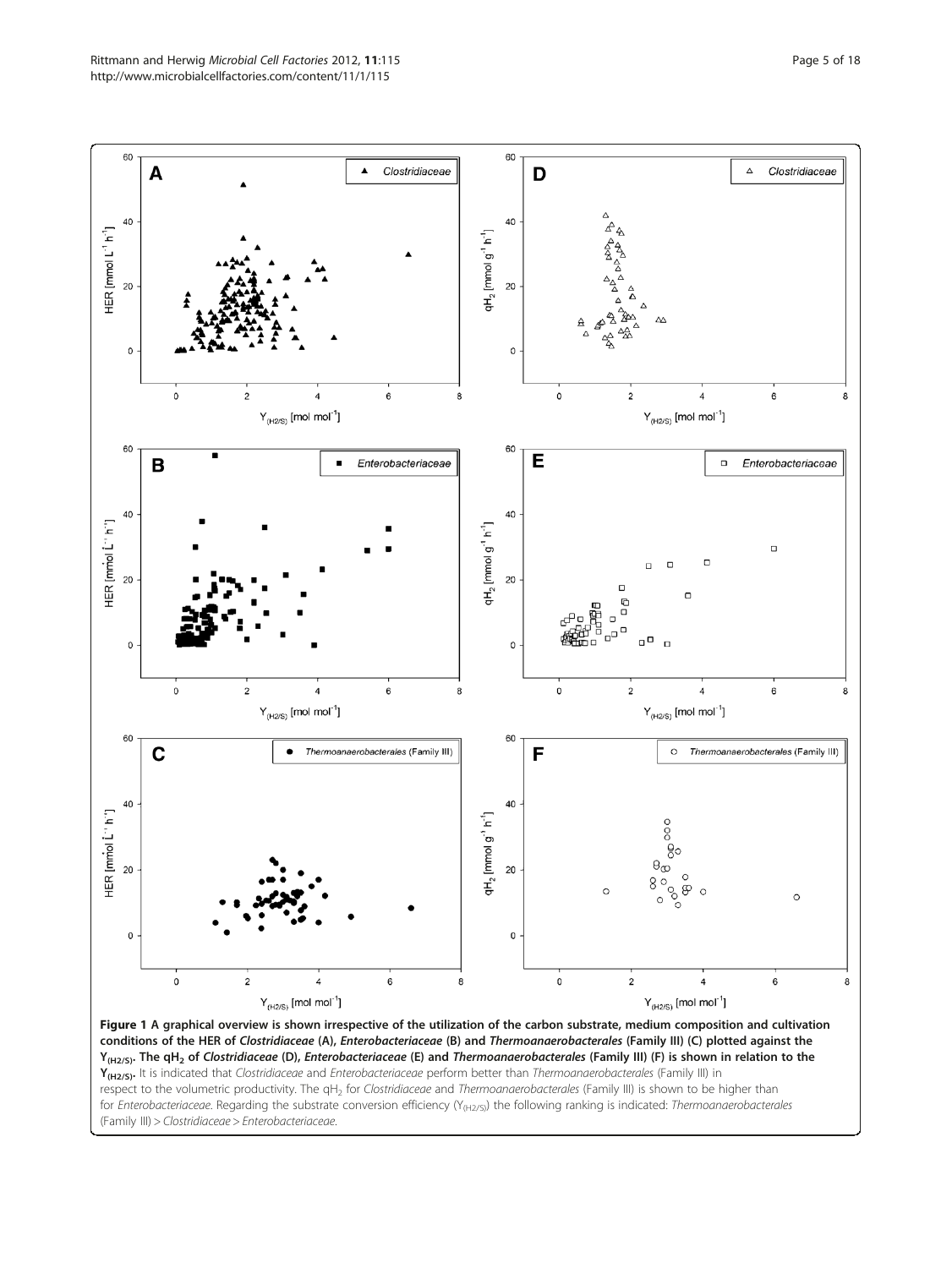**Figure 1 A graphical overview is shown irrespective of the utilization of the carbon substrate, medium composition and cultivation conditions of the HER of *Clostridiaceae* (A), *Enterobacteriaceae* (B) and *Thermoanaerobacterales* (Family III) (C) plotted against the $Y_{(H2/S)}$. The $qH_2$ of *Clostridiaceae* (D), *Enterobacteriaceae* (E) and *Thermoanaerobacterales* (Family III) (F) is shown in relation to the $Y_{(H2/S)}$.** It is indicated that *Clostridiaceae* and *Enterobacteriaceae* perform better than *Thermoanaerobacterales* (Family III) in respect to the volumetric productivity. The $qH_2$ for *Clostridiaceae* and *Thermoanaerobacterales* (Family III) is shown to be higher than for *Enterobacteriaceae*. Regarding the substrate conversion efficiency ($Y_{(H2/S)}$) the following ranking is indicated: *Thermoanaerobacterales* (Family III) > *Clostridiaceae* > *Enterobacteriaceae*.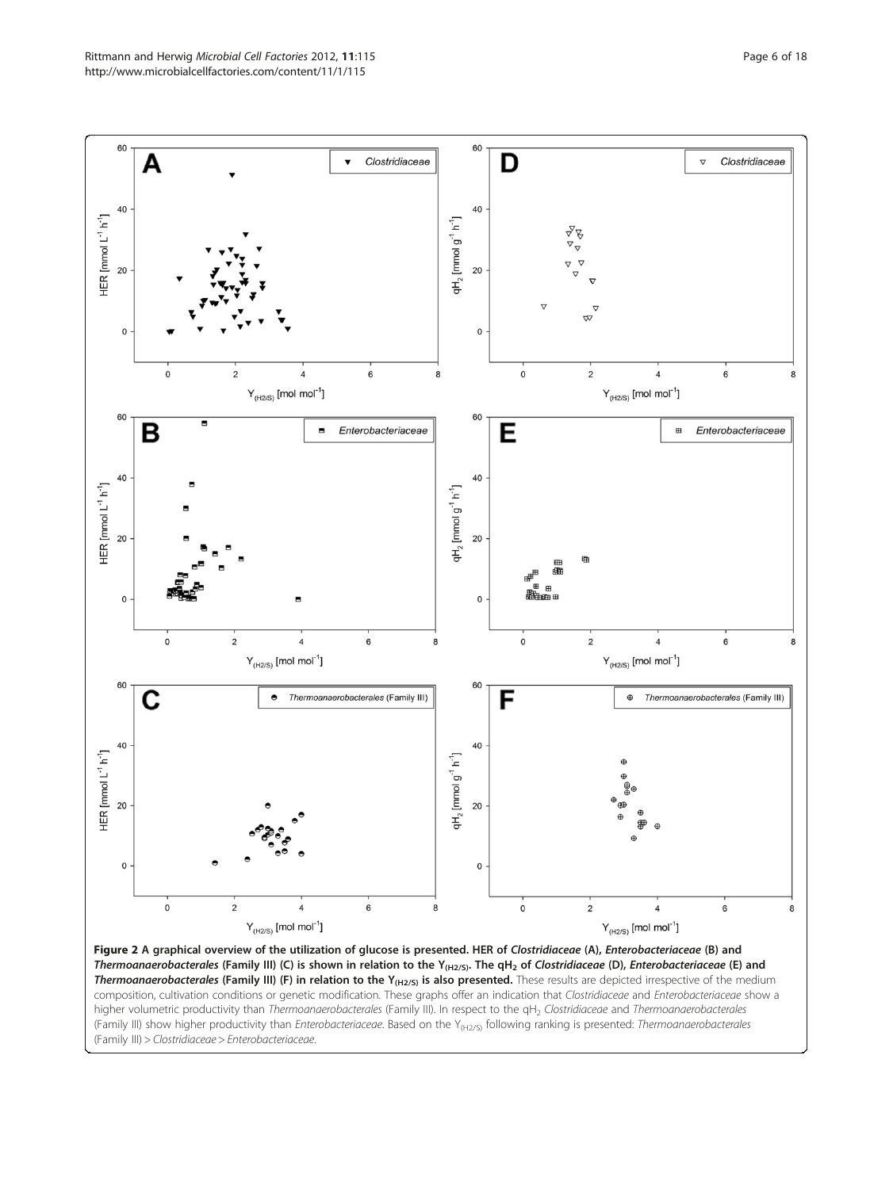**Figure 2 A graphical overview of the utilization of glucose is presented. HER of *Clostridiaceae* (A), *Enterobacteriaceae* (B) and *Thermoanaerobacterales* (Family III) (C) is shown in relation to the $Y_{(H2/S)}$. The $qH_2$ of *Clostridiaceae* (D), *Enterobacteriaceae* (E) and *Thermoanaerobacterales* (Family III) (F) in relation to the $Y_{(H2/S)}$ is also presented.** These results are depicted irrespective of the medium composition, cultivation conditions or genetic modification. These graphs offer an indication that *Clostridiaceae* and *Enterobacteriaceae* show a higher volumetric productivity than *Thermoanaerobacterales* (Family III). In respect to the $qH_2$ *Clostridiaceae* and *Thermoanaerobacterales* (Family III) show higher productivity than *Enterobacteriaceae*. Based on the $Y_{(H2/S)}$ following ranking is presented: *Thermoanaerobacterales* (Family III) > *Clostridiaceae* > *Enterobacteriaceae*.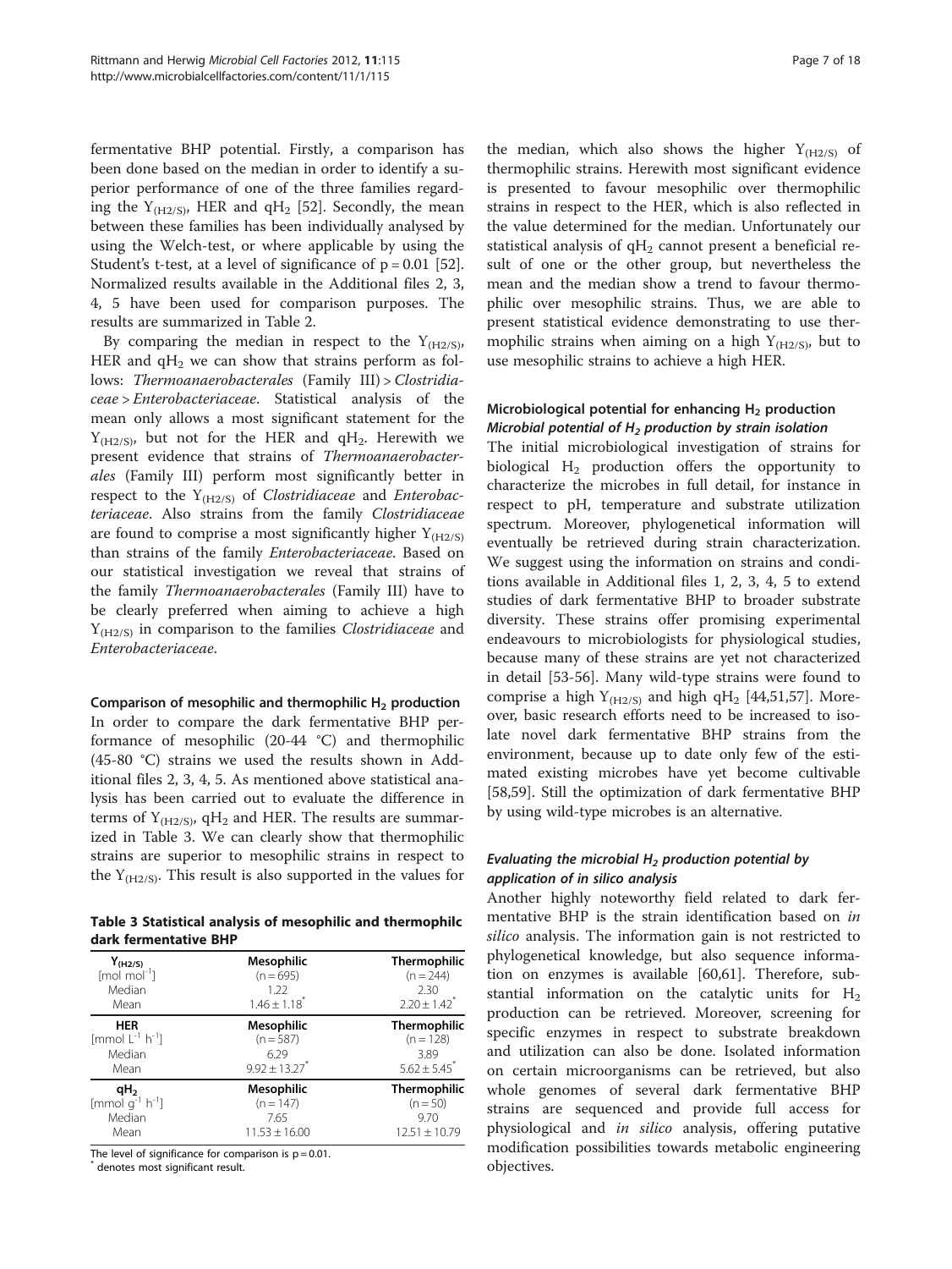fermentative BHP potential. Firstly, a comparison has been done based on the median in order to identify a superior performance of one of the three families regarding the $Y_{(H2/S)}$, HER and $qH_2$ [52]. Secondly, the mean between these families has been individually analysed by using the Welch-test, or where applicable by using the Student's t-test, at a level of significance of $p = 0.01$ [52]. Normalized results available in the Additional files 2, 3, 4, 5 have been used for comparison purposes. The results are summarized in Table 2.

By comparing the median in respect to the $Y_{(H2/S)}$, HER and $qH_2$ we can show that strains perform as follows: *Thermoanaerobacterales* (Family III) > *Clostridiaceae* > *Enterobacteriaceae*. Statistical analysis of the mean only allows a most significant statement for the $Y_{(H2/S)}$, but not for the HER and $qH_2$. Herewith we present evidence that strains of *Thermoanaerobacterales* (Family III) perform most significantly better in respect to the $Y_{(H2/S)}$ of *Clostridiaceae* and *Enterobacteriaceae*. Also strains from the family *Clostridiaceae* are found to comprise a most significantly higher $Y_{(H2/S)}$ than strains of the family *Enterobacteriaceae*. Based on our statistical investigation we reveal that strains of the family *Thermoanaerobacterales* (Family III) have to be clearly preferred when aiming to achieve a high $Y_{(H2/S)}$ in comparison to the families *Clostridiaceae* and *Enterobacteriaceae*.

### Comparison of mesophilic and thermophilic $H_2$ production

In order to compare the dark fermentative BHP performance of mesophilic (20-44 °C) and thermophilic (45-80 °C) strains we used the results shown in Additional files 2, 3, 4, 5. As mentioned above statistical analysis has been carried out to evaluate the difference in terms of $Y_{(H2/S)}$, $qH_2$ and HER. The results are summarized in Table 3. We can clearly show that thermophilic strains are superior to mesophilic strains in respect to the $Y_{(H2/S)}$. This result is also supported in the values for the median, which also shows the higher $Y_{(H2/S)}$ of thermophilic strains. Herewith most significant evidence is presented to favour mesophilic over thermophilic strains in respect to the HER, which is also reflected in the value determined for the median. Unfortunately our statistical analysis of $qH_2$ cannot present a beneficial result of one or the other group, but nevertheless the mean and the median show a trend to favour thermophilic over mesophilic strains. Thus, we are able to present statistical evidence demonstrating to use thermophilic strains when aiming on a high $Y_{(H2/S)}$, but to use mesophilic strains to achieve a high HER.

**Table 3 Statistical analysis of mesophilic and thermophilc dark fermentative BHP**

| $Y_{(H2/S)}$ | Mesophilic | Thermophilic |
|---|---|---|
| [mol mol$^{-1}$] | (n = 695) | (n = 244) |
| Median | 1.22 | 2.30 |
| Mean | 1.46 ± 1.18* | 2.20 ± 1.42* |
| **HER** | **Mesophilic** | **Thermophilic** |
| [mmol L$^{-1}$ h$^{-1}$] | (n = 587) | (n = 128) |
| Median | 6.29 | 3.89 |
| Mean | 9.92 ± 13.27* | 5.62 ± 5.45* |
| **$qH_2$** | **Mesophilic** | **Thermophilic** |
| [mmol g$^{-1}$ h$^{-1}$] | (n = 147) | (n = 50) |
| Median | 7.65 | 9.70 |
| Mean | 11.53 ± 16.00 | 12.51 ± 10.79 |

The level of significance for comparison is $p = 0.01$.
* denotes most significant result.

### Microbiological potential for enhancing $H_2$ production

#### *Microbial potential of $H_2$ production by strain isolation*

The initial microbiological investigation of strains for biological $H_2$ production offers the opportunity to characterize the microbes in full detail, for instance in respect to pH, temperature and substrate utilization spectrum. Moreover, phylogenetical information will eventually be retrieved during strain characterization. We suggest using the information on strains and conditions available in Additional files 1, 2, 3, 4, 5 to extend studies of dark fermentative BHP to broader substrate diversity. These strains offer promising experimental endeavours to microbiologists for physiological studies, because many of these strains are yet not characterized in detail [53-56]. Many wild-type strains were found to comprise a high $Y_{(H2/S)}$ and high $qH_2$ [44,51,57]. Moreover, basic research efforts need to be increased to isolate novel dark fermentative BHP strains from the environment, because up to date only few of the estimated existing microbes have yet become cultivable [58,59]. Still the optimization of dark fermentative BHP by using wild-type microbes is an alternative.

#### *Evaluating the microbial $H_2$ production potential by application of in silico analysis*

Another highly noteworthy field related to dark fermentative BHP is the strain identification based on *in silico* analysis. The information gain is not restricted to phylogenetical knowledge, but also sequence information on enzymes is available [60,61]. Therefore, substantial information on the catalytic units for $H_2$ production can be retrieved. Moreover, screening for specific enzymes in respect to substrate breakdown and utilization can also be done. Isolated information on certain microorganisms can be retrieved, but also whole genomes of several dark fermentative BHP strains are sequenced and provide full access for physiological and *in silico* analysis, offering putative modification possibilities towards metabolic engineering objectives.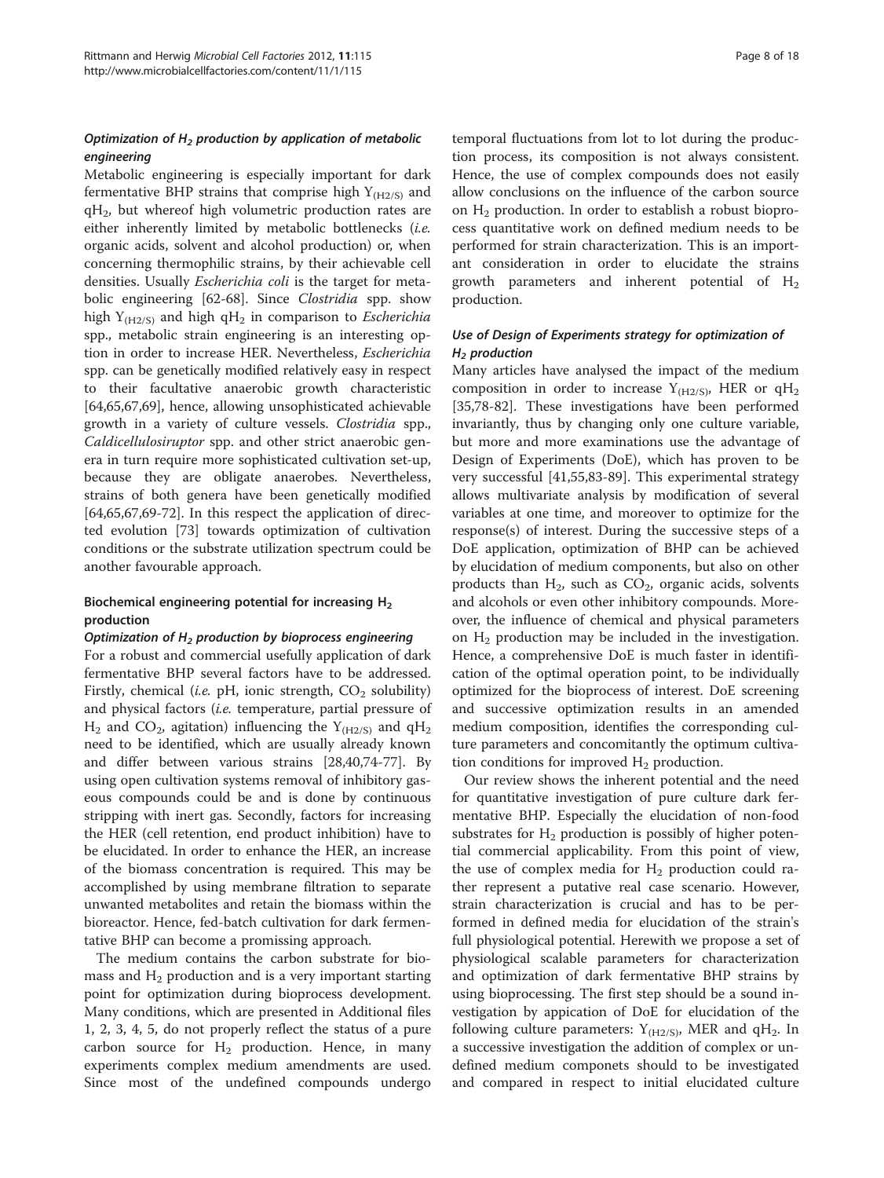#### *Optimization of $H_2$ production by application of metabolic engineering*

Metabolic engineering is especially important for dark fermentative BHP strains that comprise high $Y_{(H2/S)}$ and $qH_2$, but whereof high volumetric production rates are either inherently limited by metabolic bottlenecks (*i.e.* organic acids, solvent and alcohol production) or, when concerning thermophilic strains, by their achievable cell densities. Usually *Escherichia coli* is the target for metabolic engineering [62-68]. Since *Clostridia* spp. show high $Y_{(H2/S)}$ and high $qH_2$ in comparison to *Escherichia* spp., metabolic strain engineering is an interesting option in order to increase HER. Nevertheless, *Escherichia* spp. can be genetically modified relatively easy in respect to their facultative anaerobic growth characteristic [64,65,67,69], hence, allowing unsophisticated achievable growth in a variety of culture vessels. *Clostridia* spp., *Caldicellulosiruptor* spp. and other strict anaerobic genera in turn require more sophisticated cultivation set-up, because they are obligate anaerobes. Nevertheless, strains of both genera have been genetically modified [64,65,67,69-72]. In this respect the application of directed evolution [73] towards optimization of cultivation conditions or the substrate utilization spectrum could be another favourable approach.

### Biochemical engineering potential for increasing $H_2$ production

#### *Optimization of $H_2$ production by bioprocess engineering*

For a robust and commercial usefully application of dark fermentative BHP several factors have to be addressed. Firstly, chemical (*i.e.* pH, ionic strength, $CO_2$ solubility) and physical factors (*i.e.* temperature, partial pressure of $H_2$ and $CO_2$, agitation) influencing the $Y_{(H2/S)}$ and $qH_2$ need to be identified, which are usually already known and differ between various strains [28,40,74-77]. By using open cultivation systems removal of inhibitory gaseous compounds could be and is done by continuous stripping with inert gas. Secondly, factors for increasing the HER (cell retention, end product inhibition) have to be elucidated. In order to enhance the HER, an increase of the biomass concentration is required. This may be accomplished by using membrane filtration to separate unwanted metabolites and retain the biomass within the bioreactor. Hence, fed-batch cultivation for dark fermentative BHP can become a promissing approach.

The medium contains the carbon substrate for biomass and $H_2$ production and is a very important starting point for optimization during bioprocess development. Many conditions, which are presented in Additional files 1, 2, 3, 4, 5, do not properly reflect the status of a pure carbon source for $H_2$ production. Hence, in many experiments complex medium amendments are used. Since most of the undefined compounds undergo temporal fluctuations from lot to lot during the production process, its composition is not always consistent. Hence, the use of complex compounds does not easily allow conclusions on the influence of the carbon source on $H_2$ production. In order to establish a robust bioprocess quantitative work on defined medium needs to be performed for strain characterization. This is an important consideration in order to elucidate the strains growth parameters and inherent potential of $H_2$ production.

#### *Use of Design of Experiments strategy for optimization of $H_2$ production*

Many articles have analysed the impact of the medium composition in order to increase $Y_{(H2/S)}$, HER or $qH_2$ [35,78-82]. These investigations have been performed invariantly, thus by changing only one culture variable, but more and more examinations use the advantage of Design of Experiments (DoE), which has proven to be very successful [41,55,83-89]. This experimental strategy allows multivariate analysis by modification of several variables at one time, and moreover to optimize for the response(s) of interest. During the successive steps of a DoE application, optimization of BHP can be achieved by elucidation of medium components, but also on other products than $H_2$, such as $CO_2$, organic acids, solvents and alcohols or even other inhibitory compounds. Moreover, the influence of chemical and physical parameters on $H_2$ production may be included in the investigation. Hence, a comprehensive DoE is much faster in identification of the optimal operation point, to be individually optimized for the bioprocess of interest. DoE screening and successive optimization results in an amended medium composition, identifies the corresponding culture parameters and concomitantly the optimum cultivation conditions for improved $H_2$ production.

Our review shows the inherent potential and the need for quantitative investigation of pure culture dark fermentative BHP. Especially the elucidation of non-food substrates for $H_2$ production is possibly of higher potential commercial applicability. From this point of view, the use of complex media for $H_2$ production could rather represent a putative real case scenario. However, strain characterization is crucial and has to be performed in defined media for elucidation of the strain's full physiological potential. Herewith we propose a set of physiological scalable parameters for characterization and optimization of dark fermentative BHP strains by using bioprocessing. The first step should be a sound investigation by appication of DoE for elucidation of the following culture parameters: $Y_{(H2/S)}$, MER and $qH_2$. In a successive investigation the addition of complex or undefined medium componets should to be investigated and compared in respect to initial elucidated culture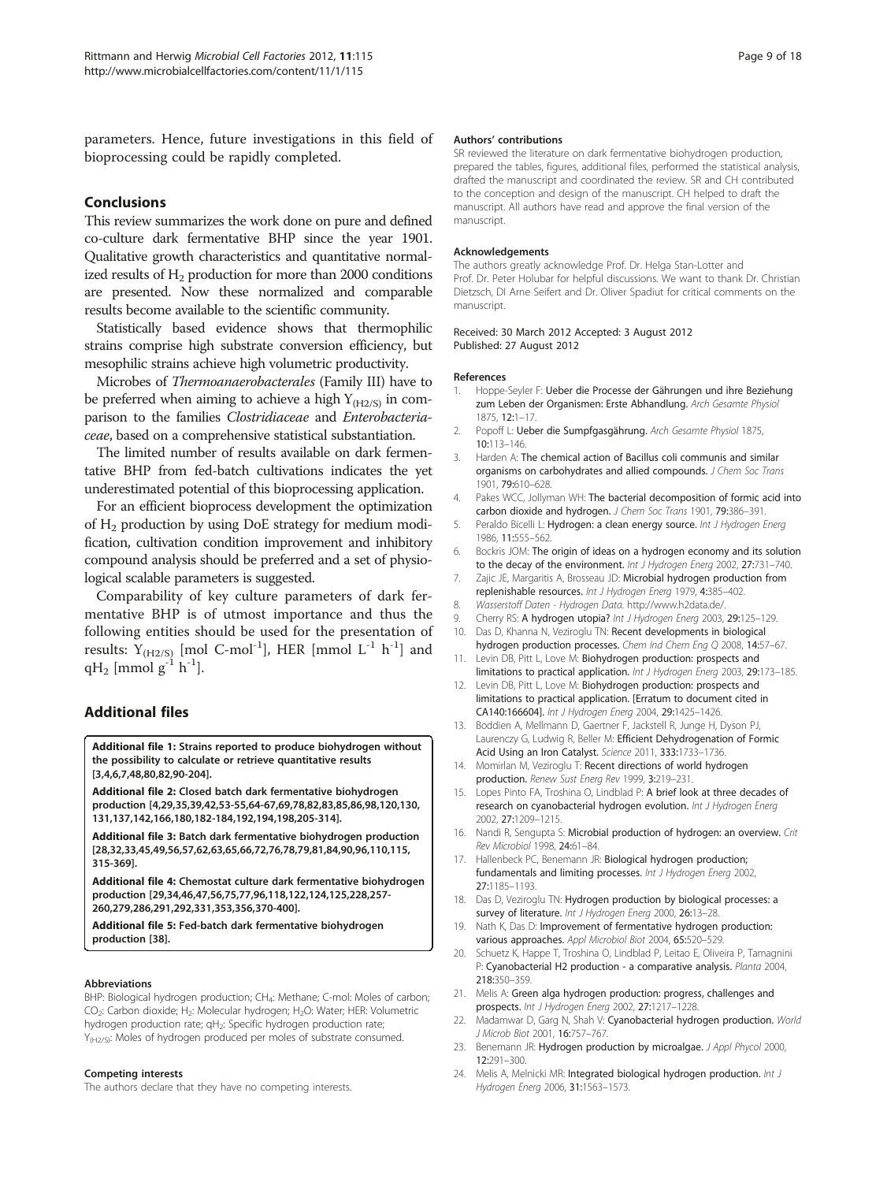parameters. Hence, future investigations in this field of bioprocessing could be rapidly completed.

## Conclusions

This review summarizes the work done on pure and defined co-culture dark fermentative BHP since the year 1901. Qualitative growth characteristics and quantitative normalized results of $H_2$ production for more than 2000 conditions are presented. Now these normalized and comparable results become available to the scientific community.

Statistically based evidence shows that thermophilic strains comprise high substrate conversion efficiency, but mesophilic strains achieve high volumetric productivity.

Microbes of *Thermoanaerobacterales* (Family III) have to be preferred when aiming to achieve a high $Y_{(H2/S)}$ in comparison to the families *Clostridiaceae* and *Enterobacteriaceae*, based on a comprehensive statistical substantiation.

The limited number of results available on dark fermentative BHP from fed-batch cultivations indicates the yet underestimated potential of this bioprocessing application.

For an efficient bioprocess development the optimization of $H_2$ production by using DoE strategy for medium modification, cultivation condition improvement and inhibitory compound analysis should be preferred and a set of physiological scalable parameters is suggested.

Comparability of key culture parameters of dark fermentative BHP is of utmost importance and thus the following entities should be used for the presentation of results: $Y_{(H2/S)}$ [mol C-mol$^{-1}$], HER [mmol L$^{-1}$ h$^{-1}$] and $qH_2$ [mmol g$^{-1}$ h$^{-1}$].

## Additional files

**Additional file 1: Strains reported to produce biohydrogen without the possibility to calculate or retrieve quantitative results [3,4,6,7,48,80,82,90-204].**

**Additional file 2: Closed batch dark fermentative biohydrogen production [4,29,35,39,42,53-55,64-67,69,78,82,83,85,86,98,120,130, 131,137,142,166,180,182-184,192,194,198,205-314].**

**Additional file 3: Batch dark fermentative biohydrogen production [28,32,33,45,49,56,57,62,63,65,66,72,76,78,79,81,84,90,96,110,115, 315-369].**

**Additional file 4: Chemostat culture dark fermentative biohydrogen production [29,34,46,47,56,75,77,96,118,122,124,125,228,257-260,279,286,291,292,331,353,356,370-400].**

**Additional file 5: Fed-batch dark fermentative biohydrogen production [38].**

#### Abbreviations

BHP: Biological hydrogen production; $CH_4$: Methane; C-mol: Moles of carbon; $CO_2$: Carbon dioxide; $H_2$: Molecular hydrogen; $H_2O$: Water; HER: Volumetric hydrogen production rate; $qH_2$: Specific hydrogen production rate; $Y_{(H2/S)}$: Moles of hydrogen produced per moles of substrate consumed.

#### Competing interests

The authors declare that they have no competing interests.

#### Authors' contributions

SR reviewed the literature on dark fermentative biohydrogen production, prepared the tables, figures, additional files, performed the statistical analysis, drafted the manuscript and coordinated the review. SR and CH contributed to the conception and design of the manuscript. CH helped to draft the manuscript. All authors have read and approve the final version of the manuscript.

#### Acknowledgements

The authors greatly acknowledge Prof. Dr. Helga Stan-Lotter and Prof. Dr. Peter Holubar for helpful discussions. We want to thank Dr. Christian Dietzsch, DI Arne Seifert and Dr. Oliver Spadiut for critical comments on the manuscript.

Received: 30 March 2012 Accepted: 3 August 2012
Published: 27 August 2012

#### References

1. Hoppe-Seyler F: **Ueber die Processe der Gährungen und ihre Beziehung zum Leben der Organismen: Erste Abhandlung.** *Arch Gesamte Physiol* 1875, **12:**1–17.
2. Popoff L: **Ueber die Sumpfgasgährung.** *Arch Gesamte Physiol* 1875, **10:**113–146.
3. Harden A: **The chemical action of Bacillus coli communis and similar organisms on carbohydrates and allied compounds.** *J Chem Soc Trans* 1901, **79:**610–628.
4. Pakes WCC, Jollyman WH: **The bacterial decomposition of formic acid into carbon dioxide and hydrogen.** *J Chem Soc Trans* 1901, **79:**386–391.
5. Peraldo Bicelli L: **Hydrogen: a clean energy source.** *Int J Hydrogen Energ* 1986, **11:**555–562.
6. Bockris JOM: **The origin of ideas on a hydrogen economy and its solution to the decay of the environment.** *Int J Hydrogen Energ* 2002, **27:**731–740.
7. Zajic JE, Margaritis A, Brosseau JD: **Microbial hydrogen production from replenishable resources.** *Int J Hydrogen Energ* 1979, **4:**385–402.
8. *Wasserstoff Daten - Hydrogen Data.* http://www.h2data.de/.
9. Cherry RS: **A hydrogen utopia?** *Int J Hydrogen Energ* 2003, **29:**125–129.
10. Das D, Khanna N, Veziroglu TN: **Recent developments in biological hydrogen production processes.** *Chem Ind Chem Eng Q* 2008, **14:**57–67.
11. Levin DB, Pitt L, Love M: **Biohydrogen production: prospects and limitations to practical application.** *Int J Hydrogen Energ* 2003, **29:**173–185.
12. Levin DB, Pitt L, Love M: **Biohydrogen production: prospects and limitations to practical application. [Erratum to document cited in CA140:166604].** *Int J Hydrogen Energ* 2004, **29:**1425–1426.
13. Boddien A, Mellmann D, Gaertner F, Jackstell R, Junge H, Dyson PJ, Laurenczy G, Ludwig R, Beller M: **Efficient Dehydrogenation of Formic Acid Using an Iron Catalyst.** *Science* 2011, **333:**1733–1736.
14. Momirlan M, Veziroglu T: **Recent directions of world hydrogen production.** *Renew Sust Energ Rev* 1999, **3:**219–231.
15. Lopes Pinto FA, Troshina O, Lindblad P: **A brief look at three decades of research on cyanobacterial hydrogen evolution.** *Int J Hydrogen Energ* 2002, **27:**1209–1215.
16. Nandi R, Sengupta S: **Microbial production of hydrogen: an overview.** *Crit Rev Microbiol* 1998, **24:**61–84.
17. Hallenbeck PC, Benemann JR: **Biological hydrogen production; fundamentals and limiting processes.** *Int J Hydrogen Energ* 2002, **27:**1185–1193.
18. Das D, Veziroglu TN: **Hydrogen production by biological processes: a survey of literature.** *Int J Hydrogen Energ* 2000, **26:**13–28.
19. Nath K, Das D: **Improvement of fermentative hydrogen production: various approaches.** *Appl Microbiol Biot* 2004, **65:**520–529.
20. Schuetz K, Happe T, Troshina O, Lindblad P, Leitao E, Oliveira P, Tamagnini P: **Cyanobacterial H2 production - a comparative analysis.** *Planta* 2004, **218:**350–359.
21. Melis A: **Green alga hydrogen production: progress, challenges and prospects.** *Int J Hydrogen Energ* 2002, **27:**1217–1228.
22. Madamwar D, Garg N, Shah V: **Cyanobacterial hydrogen production.** *World J Microb Biot* 2001, **16:**757–767.
23. Benemann JR: **Hydrogen production by microalgae.** *J Appl Phycol* 2000, **12:**291–300.
24. Melis A, Melnicki MR: **Integrated biological hydrogen production.** *Int J Hydrogen Energ* 2006, **31:**1563–1573.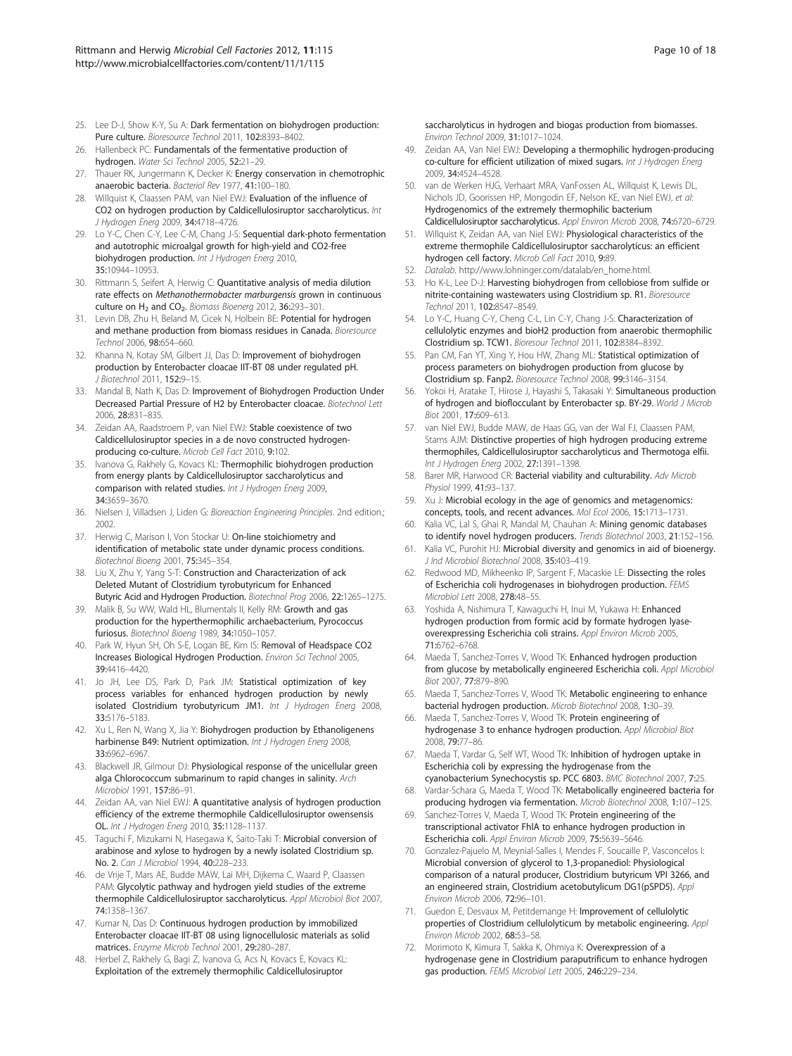25. Lee D-J, Show K-Y, Su A: **Dark fermentation on biohydrogen production: Pure culture.** *Bioresource Technol* 2011, **102:**8393–8402.
26. Hallenbeck PC: **Fundamentals of the fermentative production of hydrogen.** *Water Sci Technol* 2005, **52:**21–29.
27. Thauer RK, Jungermann K, Decker K: **Energy conservation in chemotrophic anaerobic bacteria.** *Bacteriol Rev* 1977, **41:**100–180.
28. Willquist K, Claassen PAM, van Niel EWJ: **Evaluation of the influence of CO2 on hydrogen production by Caldicellulosiruptor saccharolyticus.** *Int J Hydrogen Energ* 2009, **34:**4718–4726.
29. Lo Y-C, Chen C-Y, Lee C-M, Chang J-S: **Sequential dark-photo fermentation and autotrophic microalgal growth for high-yield and CO2-free biohydrogen production.** *Int J Hydrogen Energ* 2010, **35:**10944–10953.
30. Rittmann S, Seifert A, Herwig C: **Quantitative analysis of media dilution rate effects on *Methanothermobacter marburgensis* grown in continuous culture on $H_2$ and $CO_2$.** *Biomass Bioenerg* 2012, **36:**293–301.
31. Levin DB, Zhu H, Beland M, Cicek N, Holbein BE: **Potential for hydrogen and methane production from biomass residues in Canada.** *Bioresource Technol* 2006, **98:**654–660.
32. Khanna N, Kotay SM, Gilbert JJ, Das D: **Improvement of biohydrogen production by Enterobacter cloacae IIT-BT 08 under regulated pH.** *J Biotechnol* 2011, **152:**9–15.
33. Mandal B, Nath K, Das D: **Improvement of Biohydrogen Production Under Decreased Partial Pressure of H2 by Enterobacter cloacae.** *Biotechnol Lett* 2006, **28:**831–835.
34. Zeidan AA, Raadstroem P, van Niel EWJ: **Stable coexistence of two Caldicellulosiruptor species in a de novo constructed hydrogen-producing co-culture.** *Microb Cell Fact* 2010, **9:**102.
35. Ivanova G, Rakhely G, Kovacs KL: **Thermophilic biohydrogen production from energy plants by Caldicellulosiruptor saccharolyticus and comparison with related studies.** *Int J Hydrogen Energ* 2009, **34:**3659–3670.
36. Nielsen J, Villadsen J, Liden G: *Bioreaction Engineering Principles*. 2nd edition.; 2002.
37. Herwig C, Marison I, Von Stockar U: **On-line stoichiometry and identification of metabolic state under dynamic process conditions.** *Biotechnol Bioeng* 2001, **75:**345–354.
38. Liu X, Zhu Y, Yang S-T: **Construction and Characterization of ack Deleted Mutant of Clostridium tyrobutyricum for Enhanced Butyric Acid and Hydrogen Production.** *Biotechnol Prog* 2006, **22:**1265–1275.
39. Malik B, Su WW, Wald HL, Blumentals II, Kelly RM: **Growth and gas production for the hyperthermophilic archaebacterium, Pyrococcus furiosus.** *Biotechnol Bioeng* 1989, **34:**1050–1057.
40. Park W, Hyun SH, Oh S-E, Logan BE, Kim IS: **Removal of Headspace CO2 Increases Biological Hydrogen Production.** *Environ Sci Technol* 2005, **39:**4416–4420.
41. Jo JH, Lee DS, Park D, Park JM: **Statistical optimization of key process variables for enhanced hydrogen production by newly isolated Clostridium tyrobutyricum JM1.** *Int J Hydrogen Energ* 2008, **33:**5176–5183.
42. Xu L, Ren N, Wang X, Jia Y: **Biohydrogen production by Ethanoligenens harbinense B49: Nutrient optimization.** *Int J Hydrogen Energ* 2008, **33:**6962–6967.
43. Blackwell JR, Gilmour DJ: **Physiological response of the unicellular green alga Chlorococcum submarinum to rapid changes in salinity.** *Arch Microbiol* 1991, **157:**86–91.
44. Zeidan AA, van Niel EWJ: **A quantitative analysis of hydrogen production efficiency of the extreme thermophile Caldicellulosiruptor owensensis OL.** *Int J Hydrogen Energ* 2010, **35:**1128–1137.
45. Taguchi F, Mizukami N, Hasegawa K, Saito-Taki T: **Microbial conversion of arabinose and xylose to hydrogen by a newly isolated Clostridium sp. No. 2.** *Can J Microbiol* 1994, **40:**228–233.
46. de Vrije T, Mars AE, Budde MAW, Lai MH, Dijkema C, Waard P, Claassen PAM: **Glycolytic pathway and hydrogen yield studies of the extreme thermophile Caldicellulosiruptor saccharolyticus.** *Appl Microbiol Biot* 2007, **74:**1358–1367.
47. Kumar N, Das D: **Continuous hydrogen production by immobilized Enterobacter cloacae IIT-BT 08 using lignocellulosic materials as solid matrices.** *Enzyme Microb Technol* 2001, **29:**280–287.
48. Herbel Z, Rakhely G, Bagi Z, Ivanova G, Acs N, Kovacs E, Kovacs KL: **Exploitation of the extremely thermophilic Caldicellulosiruptor saccharolyticus in hydrogen and biogas production from biomasses.** *Environ Technol* 2009, **31:**1017–1024.
49. Zeidan AA, Van Niel EWJ: **Developing a thermophilic hydrogen-producing co-culture for efficient utilization of mixed sugars.** *Int J Hydrogen Energ* 2009, **34:**4524–4528.
50. van de Werken HJG, Verhaart MRA, VanFossen AL, Willquist K, Lewis DL, Nichols JD, Goorissen HP, Mongodin EF, Nelson KE, van Niel EWJ, *et al*: **Hydrogenomics of the extremely thermophilic bacterium Caldicellulosiruptor saccharolyticus.** *Appl Environ Microb* 2008, **74:**6720–6729.
51. Willquist K, Zeidan AA, van Niel EWJ: **Physiological characteristics of the extreme thermophile Caldicellulosiruptor saccharolyticus: an efficient hydrogen cell factory.** *Microb Cell Fact* 2010, **9:**89.
52. *Datalab*. http://www.lohninger.com/datalab/en_home.html.
53. Ho K-L, Lee D-J: **Harvesting biohydrogen from cellobiose from sulfide or nitrite-containing wastewaters using Clostridium sp. R1.** *Bioresource Technol* 2011, **102:**8547–8549.
54. Lo Y-C, Huang C-Y, Cheng C-L, Lin C-Y, Chang J-S: **Characterization of cellulolytic enzymes and bioH2 production from anaerobic thermophilic Clostridium sp. TCW1.** *Bioresour Technol* 2011, **102:**8384–8392.
55. Pan CM, Fan YT, Xing Y, Hou HW, Zhang ML: **Statistical optimization of process parameters on biohydrogen production from glucose by Clostridium sp. Fanp2.** *Bioresource Technol* 2008, **99:**3146–3154.
56. Yokoi H, Arakate T, Hirose J, Hayashi S, Takasaki Y: **Simultaneous production of hydrogen and bioflocculant by Enterobacter sp. BY-29.** *World J Microb Biot* 2001, **17:**609–613.
57. van Niel EWJ, Budde MAW, de Haas GG, van der Wal FJ, Claassen PAM, Stams AJM: **Distinctive properties of high hydrogen producing extreme thermophiles, Caldicellulosiruptor saccharolyticus and Thermotoga elfii.** *Int J Hydrogen Energ* 2002, **27:**1391–1398.
58. Barer MR, Harwood CR: **Bacterial viability and culturability.** *Adv Microb Physiol* 1999, **41:**93–137.
59. Xu J: **Microbial ecology in the age of genomics and metagenomics: concepts, tools, and recent advances.** *Mol Ecol* 2006, **15:**1713–1731.
60. Kalia VC, Lal S, Ghai R, Mandal M, Chauhan A: **Mining genomic databases to identify novel hydrogen producers.** *Trends Biotechnol* 2003, **21:**152–156.
61. Kalia VC, Purohit HJ: **Microbial diversity and genomics in aid of bioenergy.** *J Ind Microbiol Biotechnol* 2008, **35:**403–419.
62. Redwood MD, Mikheenko IP, Sargent F, Macaskie LE: **Dissecting the roles of Escherichia coli hydrogenases in biohydrogen production.** *FEMS Microbiol Lett* 2008, **278:**48–55.
63. Yoshida A, Nishimura T, Kawaguchi H, Inui M, Yukawa H: **Enhanced hydrogen production from formic acid by formate hydrogen lyase-overexpressing Escherichia coli strains.** *Appl Environ Microb* 2005, **71:**6762–6768.
64. Maeda T, Sanchez-Torres V, Wood TK: **Enhanced hydrogen production from glucose by metabolically engineered Escherichia coli.** *Appl Microbiol Biot* 2007, **77:**879–890.
65. Maeda T, Sanchez-Torres V, Wood TK: **Metabolic engineering to enhance bacterial hydrogen production.** *Microb Biotechnol* 2008, **1:**30–39.
66. Maeda T, Sanchez-Torres V, Wood TK: **Protein engineering of hydrogenase 3 to enhance hydrogen production.** *Appl Microbiol Biot* 2008, **79:**77–86.
67. Maeda T, Vardar G, Self WT, Wood TK: **Inhibition of hydrogen uptake in Escherichia coli by expressing the hydrogenase from the cyanobacterium Synechocystis sp. PCC 6803.** *BMC Biotechnol* 2007, **7:**25.
68. Vardar-Schara G, Maeda T, Wood TK: **Metabolically engineered bacteria for producing hydrogen via fermentation.** *Microb Biotechnol* 2008, **1:**107–125.
69. Sanchez-Torres V, Maeda T, Wood TK: **Protein engineering of the transcriptional activator FhlA to enhance hydrogen production in Escherichia coli.** *Appl Environ Microb* 2009, **75:**5639–5646.
70. Gonzalez-Pajuelo M, Meynial-Salles I, Mendes F, Soucaille P, Vasconcelos I: **Microbial conversion of glycerol to 1,3-propanediol: Physiological comparison of a natural producer, Clostridium butyricum VPI 3266, and an engineered strain, Clostridium acetobutylicum DG1(pSPD5).** *Appl Environ Microb* 2006, **72:**96–101.
71. Guedon E, Desvaux M, Petitdemange H: **Improvement of cellulolytic properties of Clostridium cellulolyticum by metabolic engineering.** *Appl Environ Microb* 2002, **68:**53–58.
72. Morimoto K, Kimura T, Sakka K, Ohmiya K: **Overexpression of a hydrogenase gene in Clostridium paraputrificum to enhance hydrogen gas production.** *FEMS Microbiol Lett* 2005, **246:**229–234.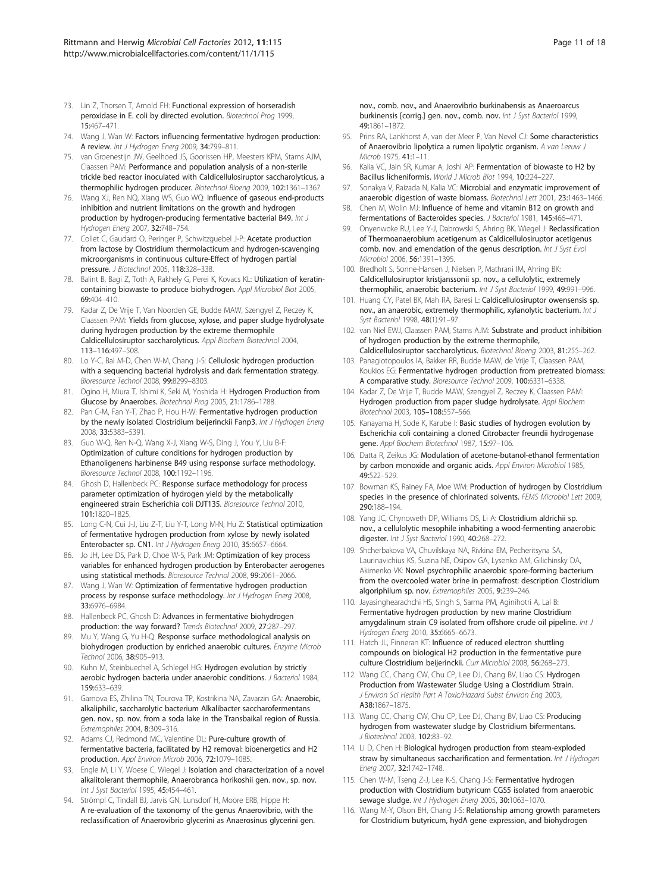73. Lin Z, Thorsen T, Arnold FH: **Functional expression of horseradish peroxidase in E. coli by directed evolution.** *Biotechnol Prog* 1999, **15:**467–471.
74. Wang J, Wan W: **Factors influencing fermentative hydrogen production: A review.** *Int J Hydrogen Energ* 2009, **34:**799–811.
75. van Groenestijn JW, Geelhoed JS, Goorissen HP, Meesters KPM, Stams AJM, Claassen PAM: **Performance and population analysis of a non-sterile trickle bed reactor inoculated with Caldicellulosiruptor saccharolyticus, a thermophilic hydrogen producer.** *Biotechnol Bioeng* 2009, **102:**1361–1367.
76. Wang XJ, Ren NQ, Xiang WS, Guo WQ: **Influence of gaseous end-products inhibition and nutrient limitations on the growth and hydrogen production by hydrogen-producing fermentative bacterial B49.** *Int J Hydrogen Energ* 2007, **32:**748–754.
77. Collet C, Gaudard O, Peringer P, Schwitzguebel J-P: **Acetate production from lactose by Clostridium thermolacticum and hydrogen-scavenging microorganisms in continuous culture-Effect of hydrogen partial pressure.** *J Biotechnol* 2005, **118:**328–338.
78. Balint B, Bagi Z, Toth A, Rakhely G, Perei K, Kovacs KL: **Utilization of keratin-containing biowaste to produce biohydrogen.** *Appl Microbiol Biot* 2005, **69:**404–410.
79. Kadar Z, De Vrije T, Van Noorden GE, Budde MAW, Szengyel Z, Reczey K, Claassen PAM: **Yields from glucose, xylose, and paper sludge hydrolysate during hydrogen production by the extreme thermophile Caldicellulosiruptor saccharolyticus.** *Appl Biochem Biotechnol* 2004, **113–116:**497–508.
80. Lo Y-C, Bai M-D, Chen W-M, Chang J-S: **Cellulosic hydrogen production with a sequencing bacterial hydrolysis and dark fermentation strategy.** *Bioresource Technol* 2008, **99:**8299–8303.
81. Ogino H, Miura T, Ishimi K, Seki M, Yoshida H: **Hydrogen Production from Glucose by Anaerobes.** *Biotechnol Prog* 2005, **21:**1786–1788.
82. Pan C-M, Fan Y-T, Zhao P, Hou H-W: **Fermentative hydrogen production by the newly isolated Clostridium beijerinckii Fanp3.** *Int J Hydrogen Energ* 2008, **33:**5383–5391.
83. Guo W-Q, Ren N-Q, Wang X-J, Xiang W-S, Ding J, You Y, Liu B-F: **Optimization of culture conditions for hydrogen production by Ethanoligenens harbinense B49 using response surface methodology.** *Bioresource Technol* 2008, **100:**1192–1196.
84. Ghosh D, Hallenbeck PC: **Response surface methodology for process parameter optimization of hydrogen yield by the metabolically engineered strain Escherichia coli DJT135.** *Bioresource Technol* 2010, **101:**1820–1825.
85. Long C-N, Cui J-J, Liu Z-T, Liu Y-T, Long M-N, Hu Z: **Statistical optimization of fermentative hydrogen production from xylose by newly isolated Enterobacter sp. CN1.** *Int J Hydrogen Energ* 2010, **35:**6657–6664.
86. Jo JH, Lee DS, Park D, Choe W-S, Park JM: **Optimization of key process variables for enhanced hydrogen production by Enterobacter aerogenes using statistical methods.** *Bioresource Technol* 2008, **99:**2061–2066.
87. Wang J, Wan W: **Optimization of fermentative hydrogen production process by response surface methodology.** *Int J Hydrogen Energ* 2008, **33:**6976–6984.
88. Hallenbeck PC, Ghosh D: **Advances in fermentative biohydrogen production: the way forward?** *Trends Biotechnol* 2009, **27:**287–297.
89. Mu Y, Wang G, Yu H-Q: **Response surface methodological analysis on biohydrogen production by enriched anaerobic cultures.** *Enzyme Microb Technol* 2006, **38:**905–913.
90. Kuhn M, Steinbuechel A, Schlegel HG: **Hydrogen evolution by strictly aerobic hydrogen bacteria under anaerobic conditions.** *J Bacteriol* 1984, **159:**633–639.
91. Garnova ES, Zhilina TN, Tourova TP, Kostrikina NA, Zavarzin GA: **Anaerobic, alkaliphilic, saccharolytic bacterium Alkalibacter saccharofermentans gen. nov., sp. nov. from a soda lake in the Transbaikal region of Russia.** *Extremophiles* 2004, **8:**309–316.
92. Adams CJ, Redmond MC, Valentine DL: **Pure-culture growth of fermentative bacteria, facilitated by H2 removal: bioenergetics and H2 production.** *Appl Environ Microb* 2006, **72:**1079–1085.
93. Engle M, Li Y, Woese C, Wiegel J: **Isolation and characterization of a novel alkalitolerant thermophile, Anaerobranca horikoshii gen. nov., sp. nov.** *Int J Syst Bacteriol* 1995, **45:**454–461.
94. Strömpl C, Tindall BJ, Jarvis GN, Lunsdorf H, Moore ERB, Hippe H: **A re-evaluation of the taxonomy of the genus Anaerovibrio, with the reclassification of Anaerovibrio glycerini as Anaerosinus glycerini gen. nov., comb. nov., and Anaerovibrio burkinabensis as Anaeroarcus burkinensis [corrig.] gen. nov., comb. nov.** *Int J Syst Bacteriol* 1999, **49:**1861–1872.
95. Prins RA, Lankhorst A, van der Meer P, Van Nevel CJ: **Some characteristics of Anaerovibrio lipolytica a rumen lipolytic organism.** *A van Leeuw J Microb* 1975, **41:**1–11.
96. Kalia VC, Jain SR, Kumar A, Joshi AP: **Fermentation of biowaste to H2 by Bacillus licheniformis.** *World J Microb Biot* 1994, **10:**224–227.
97. Sonakya V, Raizada N, Kalia VC: **Microbial and enzymatic improvement of anaerobic digestion of waste biomass.** *Biotechnol Lett* 2001, **23:**1463–1466.
98. Chen M, Wolin MJ: **Influence of heme and vitamin B12 on growth and fermentations of Bacteroides species.** *J Bacteriol* 1981, **145:**466–471.
99. Onyenwoke RU, Lee Y-J, Dabrowski S, Ahring BK, Wiegel J: **Reclassification of Thermoanaerobium acetigenum as Caldicellulosiruptor acetigenus comb. nov. and emendation of the genus description.** *Int J Syst Evol Microbiol* 2006, **56:**1391–1395.
100. Bredholt S, Sonne-Hansen J, Nielsen P, Mathrani IM, Ahring BK: **Caldicellulosiruptor kristjanssonii sp. nov., a cellulolytic, extremely thermophilic, anaerobic bacterium.** *Int J Syst Bacteriol* 1999, **49:**991–996.
101. Huang CY, Patel BK, Mah RA, Baresi L: **Caldicellulosiruptor owensensis sp. nov., an anaerobic, extremely thermophilic, xylanolytic bacterium.** *Int J Syst Bacteriol* 1998, **48**(1):91–97.
102. van Niel EWJ, Claassen PAM, Stams AJM: **Substrate and product inhibition of hydrogen production by the extreme thermophile, Caldicellulosiruptor saccharolyticus.** *Biotechnol Bioeng* 2003, **81:**255–262.
103. Panagiotopoulos IA, Bakker RR, Budde MAW, de Vrije T, Claassen PAM, Koukios EG: **Fermentative hydrogen production from pretreated biomass: A comparative study.** *Bioresource Technol* 2009, **100:**6331–6338.
104. Kadar Z, De Vrije T, Budde MAW, Szengyel Z, Reczey K, Claassen PAM: **Hydrogen production from paper sludge hydrolysate.** *Appl Biochem Biotechnol* 2003, **105–108:**557–566.
105. Kanayama H, Sode K, Karube I: **Basic studies of hydrogen evolution by Escherichia coli containing a cloned Citrobacter freundii hydrogenase gene.** *Appl Biochem Biotechnol* 1987, **15:**97–106.
106. Datta R, Zeikus JG: **Modulation of acetone-butanol-ethanol fermentation by carbon monoxide and organic acids.** *Appl Environ Microbiol* 1985, **49:**522–529.
107. Bowman KS, Rainey FA, Moe WM: **Production of hydrogen by Clostridium species in the presence of chlorinated solvents.** *FEMS Microbiol Lett* 2009, **290:**188–194.
108. Yang JC, Chynoweth DP, Williams DS, Li A: **Clostridium aldrichii sp. nov., a cellulolytic mesophile inhabiting a wood-fermenting anaerobic digester.** *Int J Syst Bacteriol* 1990, **40:**268–272.
109. Shcherbakova VA, Chuvilskaya NA, Rivkina EM, Pecheritsyna SA, Laurinavichius KS, Suzina NE, Osipov GA, Lysenko AM, Gilichinsky DA, Akimenko VK: **Novel psychrophilic anaerobic spore-forming bacterium from the overcooled water brine in permafrost: description Clostridium algoriphilum sp. nov.** *Extremophiles* 2005, **9:**239–246.
110. Jayasinghearachchi HS, Singh S, Sarma PM, Aginihotri A, Lal B: **Fermentative hydrogen production by new marine Clostridium amygdalinum strain C9 isolated from offshore crude oil pipeline.** *Int J Hydrogen Energ* 2010, **35:**6665–6673.
111. Hatch JL, Finneran KT: **Influence of reduced electron shuttling compounds on biological H2 production in the fermentative pure culture Clostridium beijerinckii.** *Curr Microbiol* 2008, **56:**268–273.
112. Wang CC, Chang CW, Chu CP, Lee DJ, Chang BV, Liao CS: **Hydrogen Production from Wastewater Sludge Using a Clostridium Strain.** *J Environ Sci Health Part A Toxic/Hazard Subst Environ Eng* 2003, **A38:**1867–1875.
113. Wang CC, Chang CW, Chu CP, Lee DJ, Chang BV, Liao CS: **Producing hydrogen from wastewater sludge by Clostridium bifermentans.** *J Biotechnol* 2003, **102:**83–92.
114. Li D, Chen H: **Biological hydrogen production from steam-exploded straw by simultaneous saccharification and fermentation.** *Int J Hydrogen Energ* 2007, **32:**1742–1748.
115. Chen W-M, Tseng Z-J, Lee K-S, Chang J-S: **Fermentative hydrogen production with Clostridium butyricum CGS5 isolated from anaerobic sewage sludge.** *Int J Hydrogen Energ* 2005, **30:**1063–1070.
116. Wang M-Y, Olson BH, Chang J-S: **Relationship among growth parameters for Clostridium butyricum, hydA gene expression, and biohydrogen**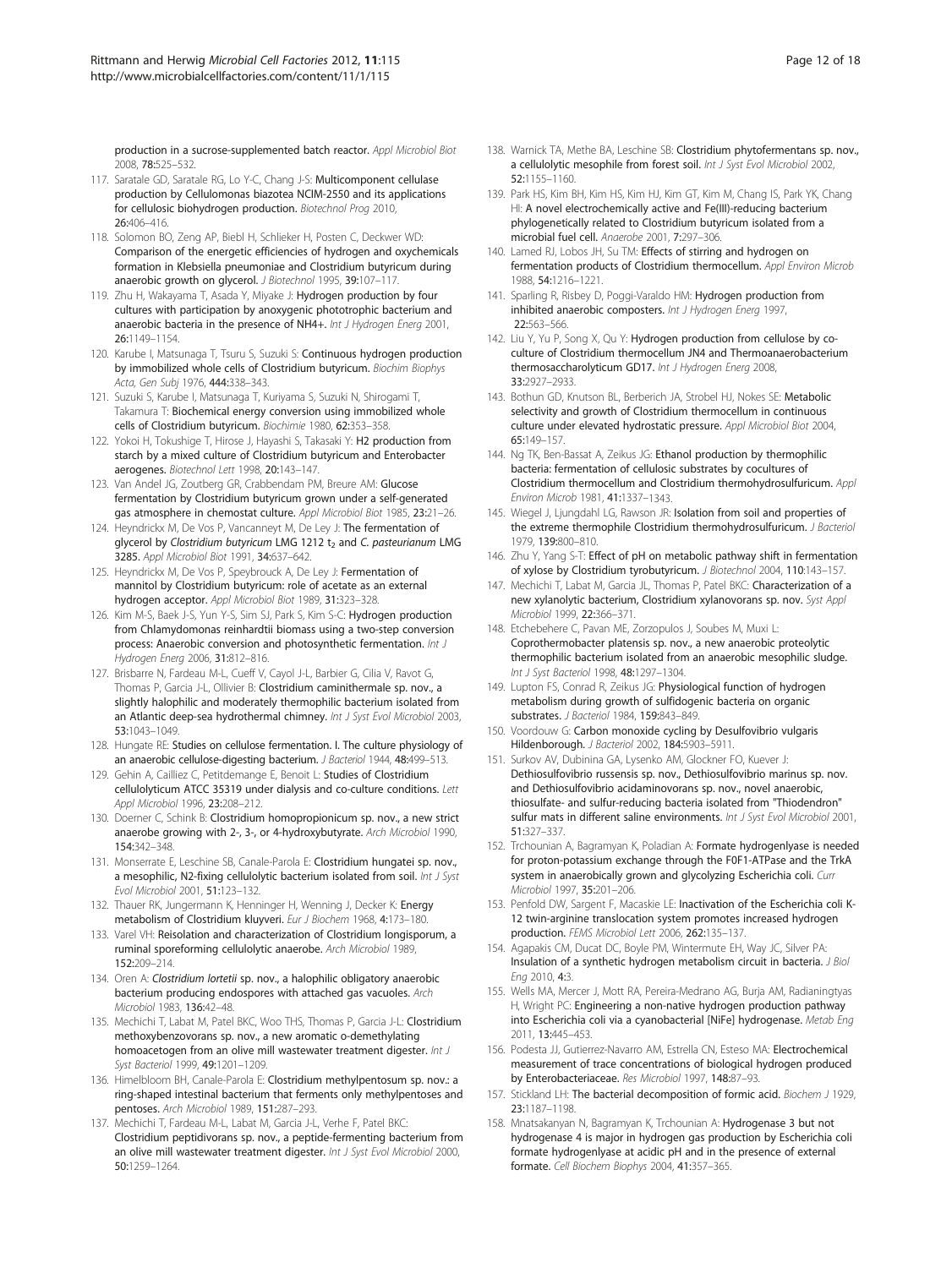production in a sucrose-supplemented batch reactor. *Appl Microbiol Biot* 2008, **78**:525–532.

117. Saratale GD, Saratale RG, Lo Y-C, Chang J-S: **Multicomponent cellulase production by Cellulomonas biazotea NCIM-2550 and its applications for cellulosic biohydrogen production.** *Biotechnol Prog* 2010, **26**:406–416.
118. Solomon BO, Zeng AP, Biebl H, Schlieker H, Posten C, Deckwer WD: **Comparison of the energetic efficiencies of hydrogen and oxychemicals formation in Klebsiella pneumoniae and Clostridium butyricum during anaerobic growth on glycerol.** *J Biotechnol* 1995, **39**:107–117.
119. Zhu H, Wakayama T, Asada Y, Miyake J: **Hydrogen production by four cultures with participation by anoxygenic phototrophic bacterium and anaerobic bacteria in the presence of NH4+.** *Int J Hydrogen Energ* 2001, **26**:1149–1154.
120. Karube I, Matsunaga T, Tsuru S, Suzuki S: **Continuous hydrogen production by immobilized whole cells of Clostridium butyricum.** *Biochim Biophys Acta, Gen Subj* 1976, **444**:338–343.
121. Suzuki S, Karube I, Matsunaga T, Kuriyama S, Suzuki N, Shirogami T, Takamura T: **Biochemical energy conversion using immobilized whole cells of Clostridium butyricum.** *Biochimie* 1980, **62**:353–358.
122. Yokoi H, Tokushige T, Hirose J, Hayashi S, Takasaki Y: **H2 production from starch by a mixed culture of Clostridium butyricum and Enterobacter aerogenes.** *Biotechnol Lett* 1998, **20**:143–147.
123. Van Andel JG, Zoutberg GR, Crabbendam PM, Breure AM: **Glucose fermentation by Clostridium butyricum grown under a self-generated gas atmosphere in chemostat culture.** *Appl Microbiol Biot* 1985, **23**:21–26.
124. Heyndrickx M, De Vos P, Vancanneyt M, De Ley J: **The fermentation of glycerol by *Clostridium butyricum* LMG 1212 $t_2$ and *C. pasteurianum* LMG 3285.** *Appl Microbiol Biot* 1991, **34**:637–642.
125. Heyndrickx M, De Vos P, Speybrouck A, De Ley J: **Fermentation of mannitol by Clostridium butyricum: role of acetate as an external hydrogen acceptor.** *Appl Microbiol Biot* 1989, **31**:323–328.
126. Kim M-S, Baek J-S, Yun Y-S, Sim SJ, Park S, Kim S-C: **Hydrogen production from Chlamydomonas reinhardtii biomass using a two-step conversion process: Anaerobic conversion and photosynthetic fermentation.** *Int J Hydrogen Energ* 2006, **31**:812–816.
127. Brisbarre N, Fardeau M-L, Cueff V, Cayol J-L, Barbier G, Cilia V, Ravot G, Thomas P, Garcia J-L, Ollivier B: **Clostridium caminithermale sp. nov., a slightly halophilic and moderately thermophilic bacterium isolated from an Atlantic deep-sea hydrothermal chimney.** *Int J Syst Evol Microbiol* 2003, **53**:1043–1049.
128. Hungate RE: **Studies on cellulose fermentation. I. The culture physiology of an anaerobic cellulose-digesting bacterium.** *J Bacteriol* 1944, **48**:499–513.
129. Gehin A, Cailliez C, Petitdemange E, Benoit L: **Studies of Clostridium cellulolyticum ATCC 35319 under dialysis and co-culture conditions.** *Lett Appl Microbiol* 1996, **23**:208–212.
130. Doerner C, Schink B: **Clostridium homopropionicum sp. nov., a new strict anaerobe growing with 2-, 3-, or 4-hydroxybutyrate.** *Arch Microbiol* 1990, **154**:342–348.
131. Monserrate E, Leschine SB, Canale-Parola E: **Clostridium hungatei sp. nov., a mesophilic, N2-fixing cellulolytic bacterium isolated from soil.** *Int J Syst Evol Microbiol* 2001, **51**:123–132.
132. Thauer RK, Jungermann K, Henninger H, Wenning J, Decker K: **Energy metabolism of Clostridium kluyveri.** *Eur J Biochem* 1968, **4**:173–180.
133. Varel VH: **Reisolation and characterization of Clostridium longisporum, a ruminal sporeforming cellulolytic anaerobe.** *Arch Microbiol* 1989, **152**:209–214.
134. Oren A: ***Clostridium lortetii* sp. nov., a halophilic obligatory anaerobic bacterium producing endospores with attached gas vacuoles.** *Arch Microbiol* 1983, **136**:42–48.
135. Mechichi T, Labat M, Patel BKC, Woo THS, Thomas P, Garcia J-L: **Clostridium methoxybenzovorans sp. nov., a new aromatic o-demethylating homoacetogen from an olive mill wastewater treatment digester.** *Int J Syst Bacteriol* 1999, **49**:1201–1209.
136. Himelbloom BH, Canale-Parola E: **Clostridium methylpentosum sp. nov.: a ring-shaped intestinal bacterium that ferments only methylpentoses and pentoses.** *Arch Microbiol* 1989, **151**:287–293.
137. Mechichi T, Fardeau M-L, Labat M, Garcia J-L, Verhe F, Patel BKC: **Clostridium peptidivorans sp. nov., a peptide-fermenting bacterium from an olive mill wastewater treatment digester.** *Int J Syst Evol Microbiol* 2000, **50**:1259–1264.
138. Warnick TA, Methe BA, Leschine SB: **Clostridium phytofermentans sp. nov., a cellulolytic mesophile from forest soil.** *Int J Syst Evol Microbiol* 2002, **52**:1155–1160.
139. Park HS, Kim BH, Kim HS, Kim HJ, Kim GT, Kim M, Chang IS, Park YK, Chang HI: **A novel electrochemically active and Fe(III)-reducing bacterium phylogenetically related to Clostridium butyricum isolated from a microbial fuel cell.** *Anaerobe* 2001, **7**:297–306.
140. Lamed RJ, Lobos JH, Su TM: **Effects of stirring and hydrogen on fermentation products of Clostridium thermocellum.** *Appl Environ Microb* 1988, **54**:1216–1221.
141. Sparling R, Risbey D, Poggi-Varaldo HM: **Hydrogen production from inhibited anaerobic composters.** *Int J Hydrogen Energ* 1997, **22**:563–566.
142. Liu Y, Yu P, Song X, Qu Y: **Hydrogen production from cellulose by co-culture of Clostridium thermocellum JN4 and Thermoanaerobacterium thermosaccharolyticum GD17.** *Int J Hydrogen Energ* 2008, **33**:2927–2933.
143. Bothun GD, Knutson BL, Berberich JA, Strobel HJ, Nokes SE: **Metabolic selectivity and growth of Clostridium thermocellum in continuous culture under elevated hydrostatic pressure.** *Appl Microbiol Biot* 2004, **65**:149–157.
144. Ng TK, Ben-Bassat A, Zeikus JG: **Ethanol production by thermophilic bacteria: fermentation of cellulosic substrates by cocultures of Clostridium thermocellum and Clostridium thermohydrosulfuricum.** *Appl Environ Microb* 1981, **41**:1337–1343.
145. Wiegel J, Ljungdahl LG, Rawson JR: **Isolation from soil and properties of the extreme thermophile Clostridium thermohydrosulfuricum.** *J Bacteriol* 1979, **139**:800–810.
146. Zhu Y, Yang S-T: **Effect of pH on metabolic pathway shift in fermentation of xylose by Clostridium tyrobutyricum.** *J Biotechnol* 2004, **110**:143–157.
147. Mechichi T, Labat M, Garcia JL, Thomas P, Patel BKC: **Characterization of a new xylanolytic bacterium, Clostridium xylanovorans sp. nov.** *Syst Appl Microbiol* 1999, **22**:366–371.
148. Etchebehere C, Pavan ME, Zorzopulos J, Soubes M, Muxi L: **Coprothermobacter platensis sp. nov., a new anaerobic proteolytic thermophilic bacterium isolated from an anaerobic mesophilic sludge.** *Int J Syst Bacteriol* 1998, **48**:1297–1304.
149. Lupton FS, Conrad R, Zeikus JG: **Physiological function of hydrogen metabolism during growth of sulfidogenic bacteria on organic substrates.** *J Bacteriol* 1984, **159**:843–849.
150. Voordouw G: **Carbon monoxide cycling by Desulfovibrio vulgaris Hildenborough.** *J Bacteriol* 2002, **184**:5903–5911.
151. Surkov AV, Dubinina GA, Lysenko AM, Glockner FO, Kuever J: **Dethiosulfovibrio russensis sp. nov., Dethiosulfovibrio marinus sp. nov. and Dethiosulfovibrio acidaminovorans sp. nov., novel anaerobic, thiosulfate- and sulfur-reducing bacteria isolated from "Thiodendron" sulfur mats in different saline environments.** *Int J Syst Evol Microbiol* 2001, **51**:327–337.
152. Trchounian A, Bagramyan K, Poladian A: **Formate hydrogenlyase is needed for proton-potassium exchange through the F0F1-ATPase and the TrkA system in anaerobically grown and glycolyzing Escherichia coli.** *Curr Microbiol* 1997, **35**:201–206.
153. Penfold DW, Sargent F, Macaskie LE: **Inactivation of the Escherichia coli K-12 twin-arginine translocation system promotes increased hydrogen production.** *FEMS Microbiol Lett* 2006, **262**:135–137.
154. Agapakis CM, Ducat DC, Boyle PM, Wintermute EH, Way JC, Silver PA: **Insulation of a synthetic hydrogen metabolism circuit in bacteria.** *J Biol Eng* 2010, **4**:3.
155. Wells MA, Mercer J, Mott RA, Pereira-Medrano AG, Burja AM, Radianingtyas H, Wright PC: **Engineering a non-native hydrogen production pathway into Escherichia coli via a cyanobacterial [NiFe] hydrogenase.** *Metab Eng* 2011, **13**:445–453.
156. Podesta JJ, Gutierrez-Navarro AM, Estrella CN, Esteso MA: **Electrochemical measurement of trace concentrations of biological hydrogen produced by Enterobacteriaceae.** *Res Microbiol* 1997, **148**:87–93.
157. Stickland LH: **The bacterial decomposition of formic acid.** *Biochem J* 1929, **23**:1187–1198.
158. Mnatsakanyan N, Bagramyan K, Trchounian A: **Hydrogenase 3 but not hydrogenase 4 is major in hydrogen gas production by Escherichia coli formate hydrogenlyase at acidic pH and in the presence of external formate.** *Cell Biochem Biophys* 2004, **41**:357–365.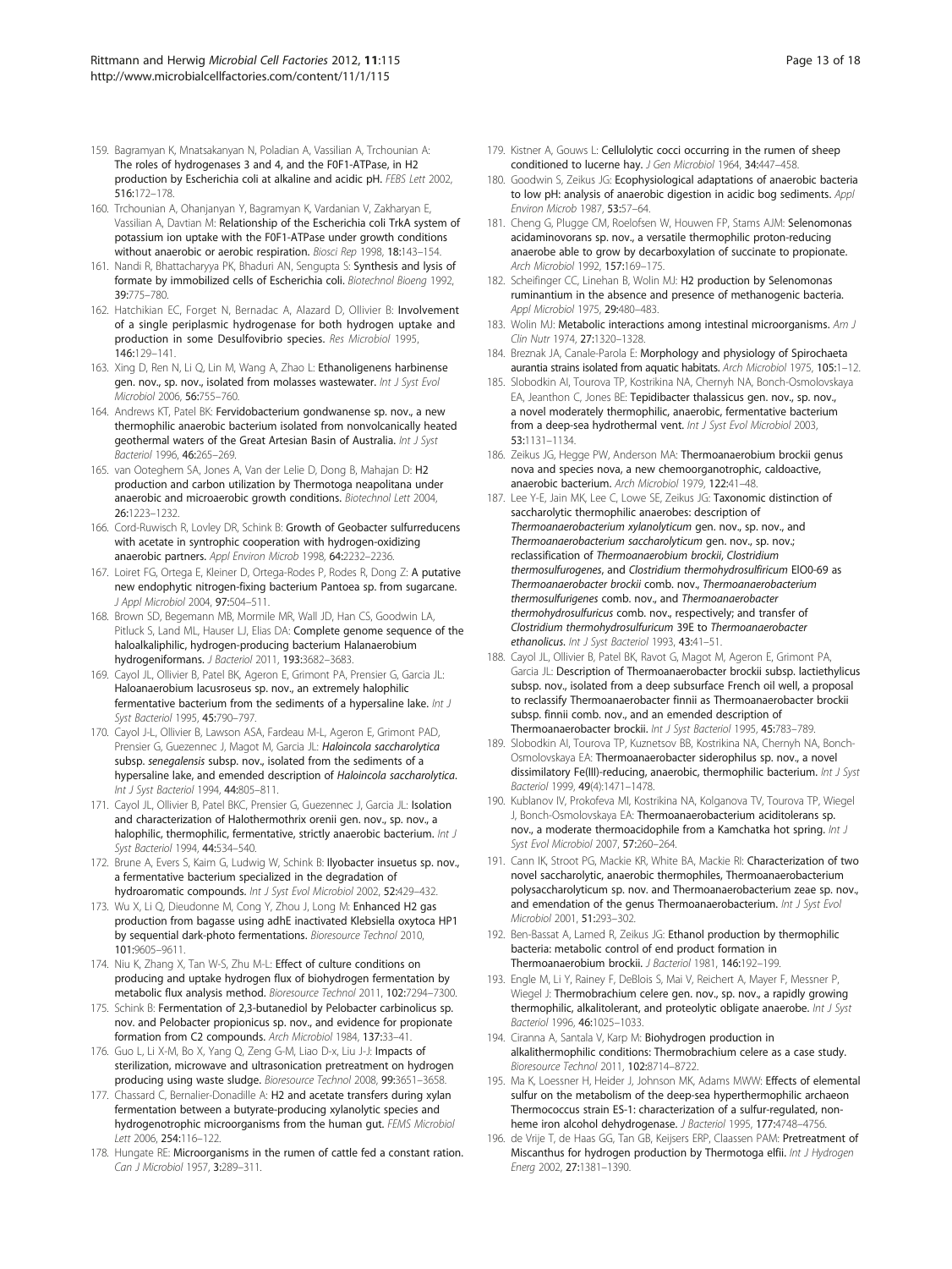159. Bagramyan K, Mnatsakanyan N, Poladian A, Vassilian A, Trchounian A: The roles of hydrogenases 3 and 4, and the F0F1-ATPase, in H2 production by Escherichia coli at alkaline and acidic pH. *FEBS Lett* 2002, 516:172–178.
160. Trchounian A, Ohanjanyan Y, Bagramyan K, Vardanian V, Zakharyan E, Vassilian A, Davtian M: Relationship of the Escherichia coli TrkA system of potassium ion uptake with the F0F1-ATPase under growth conditions without anaerobic or aerobic respiration. *Biosci Rep* 1998, 18:143–154.
161. Nandi R, Bhattacharyya PK, Bhaduri AN, Sengupta S: Synthesis and lysis of formate by immobilized cells of Escherichia coli. *Biotechnol Bioeng* 1992, 39:775–780.
162. Hatchikian EC, Forget N, Bernadac A, Alazard D, Ollivier B: Involvement of a single periplasmic hydrogenase for both hydrogen uptake and production in some Desulfovibrio species. *Res Microbiol* 1995, 146:129–141.
163. Xing D, Ren N, Li Q, Lin M, Wang A, Zhao L: Ethanoligenens harbinense gen. nov., sp. nov., isolated from molasses wastewater. *Int J Syst Evol Microbiol* 2006, 56:755–760.
164. Andrews KT, Patel BK: Fervidobacterium gondwanense sp. nov., a new thermophilic anaerobic bacterium isolated from nonvolcanically heated geothermal waters of the Great Artesian Basin of Australia. *Int J Syst Bacteriol* 1996, 46:265–269.
165. van Ooteghem SA, Jones A, Van der Lelie D, Dong B, Mahajan D: H2 production and carbon utilization by Thermotoga neapolitana under anaerobic and microaerobic growth conditions. *Biotechnol Lett* 2004, 26:1223–1232.
166. Cord-Ruwisch R, Lovley DR, Schink B: Growth of Geobacter sulfurreducens with acetate in syntrophic cooperation with hydrogen-oxidizing anaerobic partners. *Appl Environ Microb* 1998, 64:2232–2236.
167. Loiret FG, Ortega E, Kleiner D, Ortega-Rodes P, Rodes R, Dong Z: A putative new endophytic nitrogen-fixing bacterium Pantoea sp. from sugarcane. *J Appl Microbiol* 2004, 97:504–511.
168. Brown SD, Begemann MB, Mormile MR, Wall JD, Han CS, Goodwin LA, Pitluck S, Land ML, Hauser LJ, Elias DA: Complete genome sequence of the haloalkaliphilic, hydrogen-producing bacterium Halanaerobium hydrogeniformans. *J Bacteriol* 2011, 193:3682–3683.
169. Cayol JL, Ollivier B, Patel BK, Ageron E, Grimont PA, Prensier G, Garcia JL: Haloanaerobium lacusroseus sp. nov., an extremely halophilic fermentative bacterium from the sediments of a hypersaline lake. *Int J Syst Bacteriol* 1995, 45:790–797.
170. Cayol J-L, Ollivier B, Lawson ASA, Fardeau M-L, Ageron E, Grimont PAD, Prensier G, Guezennec J, Magot M, Garcia JL: *Haloincola saccharolytica* subsp. *senegalensis* subsp. nov., isolated from the sediments of a hypersaline lake, and emended description of *Haloincola saccharolytica*. *Int J Syst Bacteriol* 1994, 44:805–811.
171. Cayol JL, Ollivier B, Patel BKC, Prensier G, Guezennec J, Garcia JL: Isolation and characterization of Halothermothrix orenii gen. nov., sp. nov., a halophilic, thermophilic, fermentative, strictly anaerobic bacterium. *Int J Syst Bacteriol* 1994, 44:534–540.
172. Brune A, Evers S, Kaim G, Ludwig W, Schink B: Ilyobacter insuetus sp. nov., a fermentative bacterium specialized in the degradation of hydroaromatic compounds. *Int J Syst Evol Microbiol* 2002, 52:429–432.
173. Wu X, Li Q, Dieudonne M, Cong Y, Zhou J, Long M: Enhanced H2 gas production from bagasse using adhE inactivated Klebsiella oxytoca HP1 by sequential dark-photo fermentations. *Bioresource Technol* 2010, 101:9605–9611.
174. Niu K, Zhang X, Tan W-S, Zhu M-L: Effect of culture conditions on producing and uptake hydrogen flux of biohydrogen fermentation by metabolic flux analysis method. *Bioresource Technol* 2011, 102:7294–7300.
175. Schink B: Fermentation of 2,3-butanediol by Pelobacter carbinolicus sp. nov. and Pelobacter propionicus sp. nov., and evidence for propionate formation from C2 compounds. *Arch Microbiol* 1984, 137:33–41.
176. Guo L, Li X-M, Bo X, Yang Q, Zeng G-M, Liao D-x, Liu J-J: Impacts of sterilization, microwave and ultrasonication pretreatment on hydrogen producing using waste sludge. *Bioresource Technol* 2008, 99:3651–3658.
177. Chassard C, Bernalier-Donadille A: H2 and acetate transfers during xylan fermentation between a butyrate-producing xylanolytic species and hydrogenotrophic microorganisms from the human gut. *FEMS Microbiol Lett* 2006, 254:116–122.
178. Hungate RE: Microorganisms in the rumen of cattle fed a constant ration. *Can J Microbiol* 1957, 3:289–311.
179. Kistner A, Gouws L: Cellulolytic cocci occurring in the rumen of sheep conditioned to lucerne hay. *J Gen Microbiol* 1964, 34:447–458.
180. Goodwin S, Zeikus JG: Ecophysiological adaptations of anaerobic bacteria to low pH: analysis of anaerobic digestion in acidic bog sediments. *Appl Environ Microb* 1987, 53:57–64.
181. Cheng G, Plugge CM, Roelofsen W, Houwen FP, Stams AJM: Selenomonas acidaminovorans sp. nov., a versatile thermophilic proton-reducing anaerobe able to grow by decarboxylation of succinate to propionate. *Arch Microbiol* 1992, 157:169–175.
182. Scheifinger CC, Linehan B, Wolin MJ: H2 production by Selenomonas ruminantium in the absence and presence of methanogenic bacteria. *Appl Microbiol* 1975, 29:480–483.
183. Wolin MJ: Metabolic interactions among intestinal microorganisms. *Am J Clin Nutr* 1974, 27:1320–1328.
184. Breznak JA, Canale-Parola E: Morphology and physiology of Spirochaeta aurantia strains isolated from aquatic habitats. *Arch Microbiol* 1975, 105:1–12.
185. Slobodkin AI, Tourova TP, Kostrikina NA, Chernyh NA, Bonch-Osmolovskaya EA, Jeanthon C, Jones BE: Tepidibacter thalassicus gen. nov., sp. nov., a novel moderately thermophilic, anaerobic, fermentative bacterium from a deep-sea hydrothermal vent. *Int J Syst Evol Microbiol* 2003, 53:1131–1134.
186. Zeikus JG, Hegge PW, Anderson MA: Thermoanaerobium brockii genus nova and species nova, a new chemoorganotrophic, caldoactive, anaerobic bacterium. *Arch Microbiol* 1979, 122:41–48.
187. Lee Y-E, Jain MK, Lee C, Lowe SE, Zeikus JG: Taxonomic distinction of saccharolytic thermophilic anaerobes: description of *Thermoanaerobacterium xylanolyticum* gen. nov., sp. nov., and *Thermoanaerobacterium saccharolyticum* gen. nov., sp. nov.; reclassification of *Thermoanaerobium brockii*, *Clostridium thermosulfurogenes*, and *Clostridium thermohydrosulfiricum* EIO0-69 as *Thermoanaerobacter brockii* comb. nov., *Thermoanaerobacterium thermosulfurigenes* comb. nov., and *Thermoanaerobacter thermohydrosulfuricus* comb. nov., respectively; and transfer of *Clostridium thermohydrosulfuricum* 39E to *Thermoanaerobacter ethanolicus*. *Int J Syst Bacteriol* 1993, 43:41–51.
188. Cayol JL, Ollivier B, Patel BK, Ravot G, Magot M, Ageron E, Grimont PA, Garcia JL: Description of Thermoanaerobacter brockii subsp. lactiethylicus subsp. nov., isolated from a deep subsurface French oil well, a proposal to reclassify Thermoanaerobacter finnii as Thermoanaerobacter brockii subsp. finnii comb. nov., and an emended description of Thermoanaerobacter brockii. *Int J Syst Bacteriol* 1995, 45:783–789.
189. Slobodkin AI, Tourova TP, Kuznetsov BB, Kostrikina NA, Chernyh NA, Bonch-Osmolovskaya EA: Thermoanaerobacter siderophilus sp. nov., a novel dissimilatory Fe(III)-reducing, anaerobic, thermophilic bacterium. *Int J Syst Bacteriol* 1999, 49(4):1471–1478.
190. Kublanov IV, Prokofeva MI, Kostrikina NA, Kolganova TV, Tourova TP, Wiegel J, Bonch-Osmolovskaya EA: Thermoanaerobacterium aciditolerans sp. nov., a moderate thermoacidophile from a Kamchatka hot spring. *Int J Syst Evol Microbiol* 2007, 57:260–264.
191. Cann IK, Stroot PG, Mackie KR, White BA, Mackie RI: Characterization of two novel saccharolytic, anaerobic thermophiles, Thermoanaerobacterium polysaccharolyticum sp. nov. and Thermoanaerobacterium zeae sp. nov., and emendation of the genus Thermoanaerobacterium. *Int J Syst Evol Microbiol* 2001, 51:293–302.
192. Ben-Bassat A, Lamed R, Zeikus JG: Ethanol production by thermophilic bacteria: metabolic control of end product formation in Thermoanaerobium brockii. *J Bacteriol* 1981, 146:192–199.
193. Engle M, Li Y, Rainey F, DeBlois S, Mai V, Reichert A, Mayer F, Messner P, Wiegel J: Thermobrachium celere gen. nov., sp. nov., a rapidly growing thermophilic, alkalitolerant, and proteolytic obligate anaerobe. *Int J Syst Bacteriol* 1996, 46:1025–1033.
194. Ciranna A, Santala V, Karp M: Biohydrogen production in alkalithermophilic conditions: Thermobrachium celere as a case study. *Bioresource Technol* 2011, 102:8714–8722.
195. Ma K, Loessner H, Heider J, Johnson MK, Adams MWW: Effects of elemental sulfur on the metabolism of the deep-sea hyperthermophilic archaeon Thermococcus strain ES-1: characterization of a sulfur-regulated, non-heme iron alcohol dehydrogenase. *J Bacteriol* 1995, 177:4748–4756.
196. de Vrije T, de Haas GG, Tan GB, Keijsers ERP, Claassen PAM: Pretreatment of Miscanthus for hydrogen production by Thermotoga elfii. *Int J Hydrogen Energ* 2002, 27:1381–1390.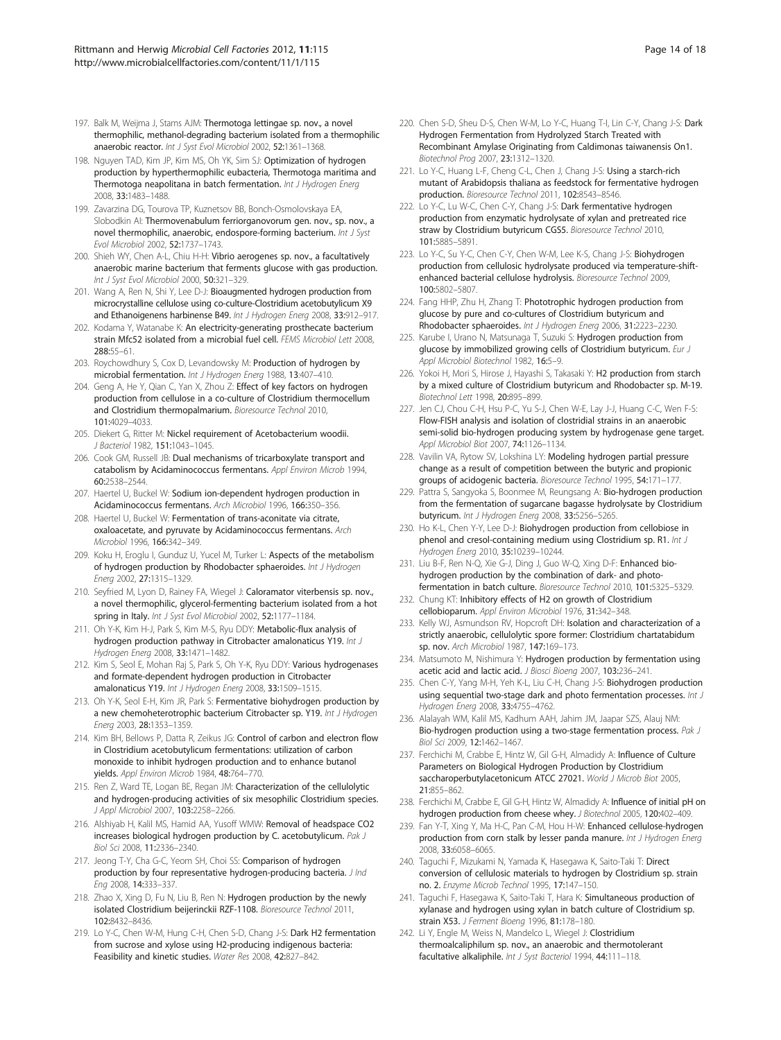197. Balk M, Weijma J, Stams AJM: **Thermotoga lettingae sp. nov., a novel thermophilic, methanol-degrading bacterium isolated from a thermophilic anaerobic reactor.** *Int J Syst Evol Microbiol* 2002, **52**:1361–1368.
198. Nguyen TAD, Kim JP, Kim MS, Oh YK, Sim SJ: **Optimization of hydrogen production by hyperthermophilic eubacteria, Thermotoga maritima and Thermotoga neapolitana in batch fermentation.** *Int J Hydrogen Energ* 2008, **33**:1483–1488.
199. Zavarzina DG, Tourova TP, Kuznetsov BB, Bonch-Osmolovskaya EA, Slobodkin AI: **Thermovenabulum ferriorganovorum gen. nov., sp. nov., a novel thermophilic, anaerobic, endospore-forming bacterium.** *Int J Syst Evol Microbiol* 2002, **52**:1737–1743.
200. Shieh WY, Chen A-L, Chiu H-H: **Vibrio aerogenes sp. nov., a facultatively anaerobic marine bacterium that ferments glucose with gas production.** *Int J Syst Evol Microbiol* 2000, **50**:321–329.
201. Wang A, Ren N, Shi Y, Lee D-J: **Bioaugmented hydrogen production from microcrystalline cellulose using co-culture-Clostridium acetobutylicum X9 and Ethanoigenens harbinense B49.** *Int J Hydrogen Energ* 2008, **33**:912–917.
202. Kodama Y, Watanabe K: **An electricity-generating prosthecate bacterium strain Mfc52 isolated from a microbial fuel cell.** *FEMS Microbiol Lett* 2008, **288**:55–61.
203. Roychowdhury S, Cox D, Levandowsky M: **Production of hydrogen by microbial fermentation.** *Int J Hydrogen Energ* 1988, **13**:407–410.
204. Geng A, He Y, Qian C, Yan X, Zhou Z: **Effect of key factors on hydrogen production from cellulose in a co-culture of Clostridium thermocellum and Clostridium thermopalmarium.** *Bioresource Technol* 2010, **101**:4029–4033.
205. Diekert G, Ritter M: **Nickel requirement of Acetobacterium woodii.** *J Bacteriol* 1982, **151**:1043–1045.
206. Cook GM, Russell JB: **Dual mechanisms of tricarboxylate transport and catabolism by Acidaminococcus fermentans.** *Appl Environ Microb* 1994, **60**:2538–2544.
207. Haertel U, Buckel W: **Sodium ion-dependent hydrogen production in Acidaminococcus fermentans.** *Arch Microbiol* 1996, **166**:350–356.
208. Haertel U, Buckel W: **Fermentation of trans-aconitate via citrate, oxaloacetate, and pyruvate by Acidaminococcus fermentans.** *Arch Microbiol* 1996, **166**:342–349.
209. Koku H, Eroglu I, Gunduz U, Yucel M, Turker L: **Aspects of the metabolism of hydrogen production by Rhodobacter sphaeroides.** *Int J Hydrogen Energ* 2002, **27**:1315–1329.
210. Seyfried M, Lyon D, Rainey FA, Wiegel J: **Caloramator viterbensis sp. nov., a novel thermophilic, glycerol-fermenting bacterium isolated from a hot spring in Italy.** *Int J Syst Evol Microbiol* 2002, **52**:1177–1184.
211. Oh Y-K, Kim H-J, Park S, Kim M-S, Ryu DDY: **Metabolic-flux analysis of hydrogen production pathway in Citrobacter amalonaticus Y19.** *Int J Hydrogen Energ* 2008, **33**:1471–1482.
212. Kim S, Seol E, Mohan Raj S, Park S, Oh Y-K, Ryu DDY: **Various hydrogenases and formate-dependent hydrogen production in Citrobacter amalonaticus Y19.** *Int J Hydrogen Energ* 2008, **33**:1509–1515.
213. Oh Y-K, Seol E-H, Kim JR, Park S: **Fermentative biohydrogen production by a new chemoheterotrophic bacterium Citrobacter sp. Y19.** *Int J Hydrogen Energ* 2003, **28**:1353–1359.
214. Kim BH, Bellows P, Datta R, Zeikus JG: **Control of carbon and electron flow in Clostridium acetobutylicum fermentations: utilization of carbon monoxide to inhibit hydrogen production and to enhance butanol yields.** *Appl Environ Microb* 1984, **48**:764–770.
215. Ren Z, Ward TE, Logan BE, Regan JM: **Characterization of the cellulolytic and hydrogen-producing activities of six mesophilic Clostridium species.** *J Appl Microbiol* 2007, **103**:2258–2266.
216. Alshiyab H, Kalil MS, Hamid AA, Yusoff WMW: **Removal of headspace CO2 increases biological hydrogen production by C. acetobutylicum.** *Pak J Biol Sci* 2008, **11**:2336–2340.
217. Jeong T-Y, Cha G-C, Yeom SH, Choi SS: **Comparison of hydrogen production by four representative hydrogen-producing bacteria.** *J Ind Eng* 2008, **14**:333–337.
218. Zhao X, Xing D, Fu N, Liu B, Ren N: **Hydrogen production by the newly isolated Clostridium beijerinckii RZF-1108.** *Bioresource Technol* 2011, **102**:8432–8436.
219. Lo Y-C, Chen W-M, Hung C-H, Chen S-D, Chang J-S: **Dark H2 fermentation from sucrose and xylose using H2-producing indigenous bacteria: Feasibility and kinetic studies.** *Water Res* 2008, **42**:827–842.
220. Chen S-D, Sheu D-S, Chen W-M, Lo Y-C, Huang T-I, Lin C-Y, Chang J-S: **Dark Hydrogen Fermentation from Hydrolyzed Starch Treated with Recombinant Amylase Originating from Caldimonas taiwanensis On1.** *Biotechnol Prog* 2007, **23**:1312–1320.
221. Lo Y-C, Huang L-F, Cheng C-L, Chen J, Chang J-S: **Using a starch-rich mutant of Arabidopsis thaliana as feedstock for fermentative hydrogen production.** *Bioresource Technol* 2011, **102**:8543–8546.
222. Lo Y-C, Lu W-C, Chen C-Y, Chang J-S: **Dark fermentative hydrogen production from enzymatic hydrolysate of xylan and pretreated rice straw by Clostridium butyricum CGS5.** *Bioresource Technol* 2010, **101**:5885–5891.
223. Lo Y-C, Su Y-C, Chen C-Y, Chen W-M, Lee K-S, Chang J-S: **Biohydrogen production from cellulosic hydrolysate produced via temperature-shift-enhanced bacterial cellulose hydrolysis.** *Bioresource Technol* 2009, **100**:5802–5807.
224. Fang HHP, Zhu H, Zhang T: **Phototrophic hydrogen production from glucose by pure and co-cultures of Clostridium butyricum and Rhodobacter sphaeroides.** *Int J Hydrogen Energ* 2006, **31**:2223–2230.
225. Karube I, Urano N, Matsunaga T, Suzuki S: **Hydrogen production from glucose by immobilized growing cells of Clostridium butyricum.** *Eur J Appl Microbiol Biotechnol* 1982, **16**:5–9.
226. Yokoi H, Mori S, Hirose J, Hayashi S, Takasaki Y: **H2 production from starch by a mixed culture of Clostridium butyricum and Rhodobacter sp. M-19.** *Biotechnol Lett* 1998, **20**:895–899.
227. Jen CJ, Chou C-H, Hsu P-C, Yu S-J, Chen W-E, Lay J-J, Huang C-C, Wen F-S: **Flow-FISH analysis and isolation of clostridial strains in an anaerobic semi-solid bio-hydrogen producing system by hydrogenase gene target.** *Appl Microbiol Biot* 2007, **74**:1126–1134.
228. Vavilin VA, Rytow SV, Lokshina LY: **Modeling hydrogen partial pressure change as a result of competition between the butyric and propionic groups of acidogenic bacteria.** *Bioresource Technol* 1995, **54**:171–177.
229. Pattra S, Sangyoka S, Boonmee M, Reungsang A: **Bio-hydrogen production from the fermentation of sugarcane bagasse hydrolysate by Clostridium butyricum.** *Int J Hydrogen Energ* 2008, **33**:5256–5265.
230. Ho K-L, Chen Y-Y, Lee D-J: **Biohydrogen production from cellobiose in phenol and cresol-containing medium using Clostridium sp. R1.** *Int J Hydrogen Energ* 2010, **35**:10239–10244.
231. Liu B-F, Ren N-Q, Xie G-J, Ding J, Guo W-Q, Xing D-F: **Enhanced bio-hydrogen production by the combination of dark- and photo-fermentation in batch culture.** *Bioresource Technol* 2010, **101**:5325–5329.
232. Chung KT: **Inhibitory effects of H2 on growth of Clostridium cellobioparum.** *Appl Environ Microbiol* 1976, **31**:342–348.
233. Kelly WJ, Asmundson RV, Hopcroft DH: **Isolation and characterization of a strictly anaerobic, cellulolytic spore former: Clostridium chartatabidum sp. nov.** *Arch Microbiol* 1987, **147**:169–173.
234. Matsumoto M, Nishimura Y: **Hydrogen production by fermentation using acetic acid and lactic acid.** *J Biosci Bioeng* 2007, **103**:236–241.
235. Chen C-Y, Yang M-H, Yeh K-L, Liu C-H, Chang J-S: **Biohydrogen production using sequential two-stage dark and photo fermentation processes.** *Int J Hydrogen Energ* 2008, **33**:4755–4762.
236. Alalayah WM, Kalil MS, Kadhum AAH, Jahim JM, Jaapar SZS, Alauj NM: **Bio-hydrogen production using a two-stage fermentation process.** *Pak J Biol Sci* 2009, **12**:1462–1467.
237. Ferchichi M, Crabbe E, Hintz W, Gil G-H, Almadidy A: **Influence of Culture Parameters on Biological Hydrogen Production by Clostridium saccharoperbutylacetonicum ATCC 27021.** *World J Microb Biot* 2005, **21**:855–862.
238. Ferchichi M, Crabbe E, Gil G-H, Hintz W, Almadidy A: **Influence of initial pH on hydrogen production from cheese whey.** *J Biotechnol* 2005, **120**:402–409.
239. Fan Y-T, Xing Y, Ma H-C, Pan C-M, Hou H-W: **Enhanced cellulose-hydrogen production from corn stalk by lesser panda manure.** *Int J Hydrogen Energ* 2008, **33**:6058–6065.
240. Taguchi F, Mizukami N, Yamada K, Hasegawa K, Saito-Taki T: **Direct conversion of cellulosic materials to hydrogen by Clostridium sp. strain no. 2.** *Enzyme Microb Technol* 1995, **17**:147–150.
241. Taguchi F, Hasegawa K, Saito-Taki T, Hara K: **Simultaneous production of xylanase and hydrogen using xylan in batch culture of Clostridium sp. strain X53.** *J Ferment Bioeng* 1996, **81**:178–180.
242. Li Y, Engle M, Weiss N, Mandelco L, Wiegel J: **Clostridium thermoalcaliphilum sp. nov., an anaerobic and thermotolerant facultative alkaliphile.** *Int J Syst Bacteriol* 1994, **44**:111–118.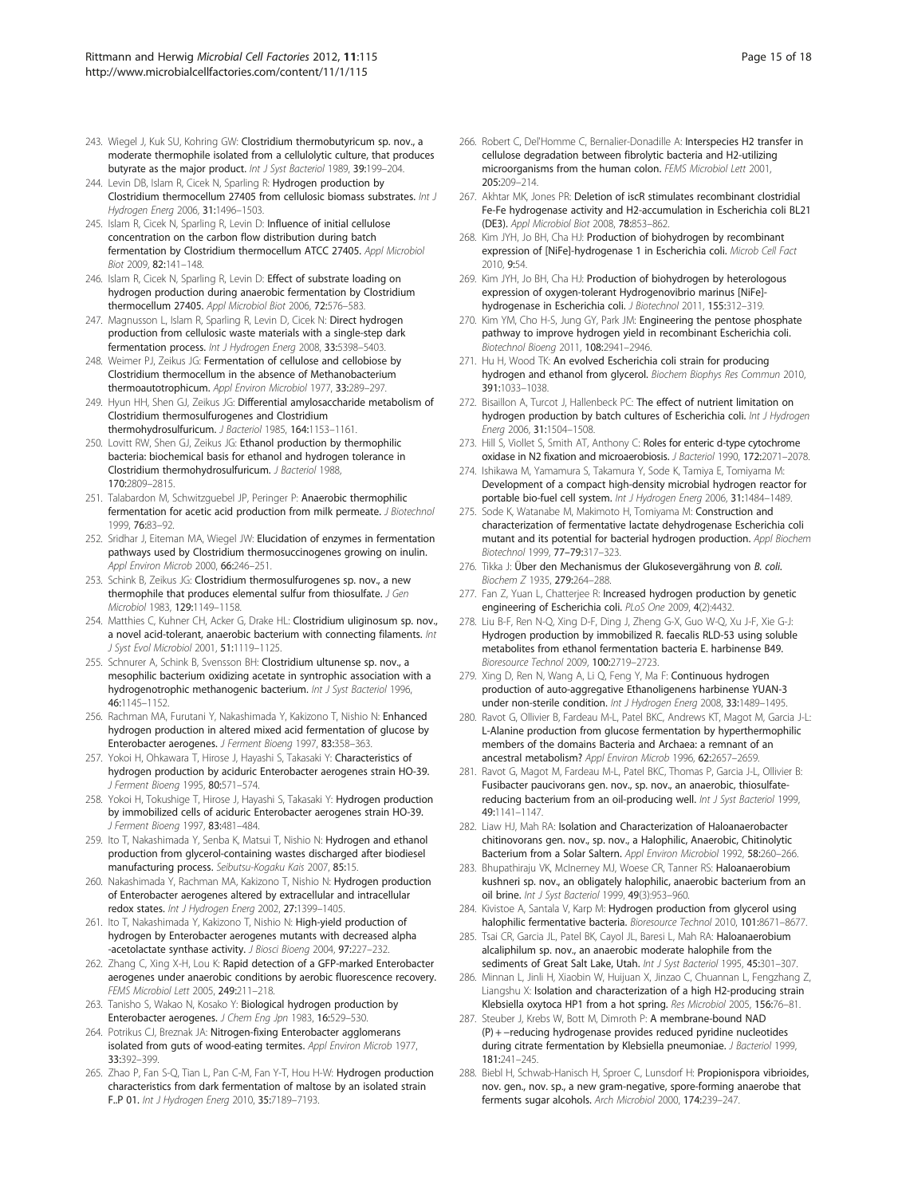243. Wiegel J, Kuk SU, Kohring GW: **Clostridium thermobutyricum sp. nov., a moderate thermophile isolated from a cellulolytic culture, that produces butyrate as the major product.** *Int J Syst Bacteriol* 1989, **39**:199–204.

244. Levin DB, Islam R, Cicek N, Sparling R: **Hydrogen production by Clostridium thermocellum 27405 from cellulosic biomass substrates.** *Int J Hydrogen Energ* 2006, **31**:1496–1503.

245. Islam R, Cicek N, Sparling R, Levin D: **Influence of initial cellulose concentration on the carbon flow distribution during batch fermentation by Clostridium thermocellum ATCC 27405.** *Appl Microbiol Biot* 2009, **82**:141–148.

246. Islam R, Cicek N, Sparling R, Levin D: **Effect of substrate loading on hydrogen production during anaerobic fermentation by Clostridium thermocellum 27405.** *Appl Microbiol Biot* 2006, **72**:576–583.

247. Magnusson L, Islam R, Sparling R, Levin D, Cicek N: **Direct hydrogen production from cellulosic waste materials with a single-step dark fermentation process.** *Int J Hydrogen Energ* 2008, **33**:5398–5403.

248. Weimer PJ, Zeikus JG: **Fermentation of cellulose and cellobiose by Clostridium thermocellum in the absence of Methanobacterium thermoautotrophicum.** *Appl Environ Microbiol* 1977, **33**:289–297.

249. Hyun HH, Shen GJ, Zeikus JG: **Differential amylosaccharide metabolism of Clostridium thermosulfurogenes and Clostridium thermohydrosulfuricum.** *J Bacteriol* 1985, **164**:1153–1161.

250. Lovitt RW, Shen GJ, Zeikus JG: **Ethanol production by thermophilic bacteria: biochemical basis for ethanol and hydrogen tolerance in Clostridium thermohydrosulfuricum.** *J Bacteriol* 1988, **170**:2809–2815.

251. Talabardon M, Schwitzguebel JP, Peringer P: **Anaerobic thermophilic fermentation for acetic acid production from milk permeate.** *J Biotechnol* 1999, **76**:83–92.

252. Sridhar J, Eiteman MA, Wiegel JW: **Elucidation of enzymes in fermentation pathways used by Clostridium thermosuccinogenes growing on inulin.** *Appl Environ Microb* 2000, **66**:246–251.

253. Schink B, Zeikus JG: **Clostridium thermosulfurogenes sp. nov., a new thermophile that produces elemental sulfur from thiosulfate.** *J Gen Microbiol* 1983, **129**:1149–1158.

254. Matthies C, Kuhner CH, Acker G, Drake HL: **Clostridium uliginosum sp. nov., a novel acid-tolerant, anaerobic bacterium with connecting filaments.** *Int J Syst Evol Microbiol* 2001, **51**:1119–1125.

255. Schnurer A, Schink B, Svensson BH: **Clostridium ultunense sp. nov., a mesophilic bacterium oxidizing acetate in syntrophic association with a hydrogenotrophic methanogenic bacterium.** *Int J Syst Bacteriol* 1996, **46**:1145–1152.

256. Rachman MA, Furutani Y, Nakashimada Y, Kakizono T, Nishio N: **Enhanced hydrogen production in altered mixed acid fermentation of glucose by Enterobacter aerogenes.** *J Ferment Bioeng* 1997, **83**:358–363.

257. Yokoi H, Ohkawara T, Hirose J, Hayashi S, Takasaki Y: **Characteristics of hydrogen production by aciduric Enterobacter aerogenes strain HO-39.** *J Ferment Bioeng* 1995, **80**:571–574.

258. Yokoi H, Tokushige T, Hirose J, Hayashi S, Takasaki Y: **Hydrogen production by immobilized cells of aciduric Enterobacter aerogenes strain HO-39.** *J Ferment Bioeng* 1997, **83**:481–484.

259. Ito T, Nakashimada Y, Senba K, Matsui T, Nishio N: **Hydrogen and ethanol production from glycerol-containing wastes discharged after biodiesel manufacturing process.** *Seibutsu-Kogaku Kais* 2007, **85**:15.

260. Nakashimada Y, Rachman MA, Kakizono T, Nishio N: **Hydrogen production of Enterobacter aerogenes altered by extracellular and intracellular redox states.** *Int J Hydrogen Energ* 2002, **27**:1399–1405.

261. Ito T, Nakashimada Y, Kakizono T, Nishio N: **High-yield production of hydrogen by Enterobacter aerogenes mutants with decreased alpha -acetolactate synthase activity.** *J Biosci Bioeng* 2004, **97**:227–232.

262. Zhang C, Xing X-H, Lou K: **Rapid detection of a GFP-marked Enterobacter aerogenes under anaerobic conditions by aerobic fluorescence recovery.** *FEMS Microbiol Lett* 2005, **249**:211–218.

263. Tanisho S, Wakao N, Kosako Y: **Biological hydrogen production by Enterobacter aerogenes.** *J Chem Eng Jpn* 1983, **16**:529–530.

264. Potrikus CJ, Breznak JA: **Nitrogen-fixing Enterobacter agglomerans isolated from guts of wood-eating termites.** *Appl Environ Microb* 1977, **33**:392–399.

265. Zhao P, Fan S-Q, Tian L, Pan C-M, Fan Y-T, Hou H-W: **Hydrogen production characteristics from dark fermentation of maltose by an isolated strain F..P 01.** *Int J Hydrogen Energ* 2010, **35**:7189–7193.

266. Robert C, Del'Homme C, Bernalier-Donadille A: **Interspecies H2 transfer in cellulose degradation between fibrolytic bacteria and H2-utilizing microorganisms from the human colon.** *FEMS Microbiol Lett* 2001, **205**:209–214.

267. Akhtar MK, Jones PR: **Deletion of iscR stimulates recombinant clostridial Fe-Fe hydrogenase activity and H2-accumulation in Escherichia coli BL21 (DE3).** *Appl Microbiol Biot* 2008, **78**:853–862.

268. Kim JYH, Jo BH, Cha HJ: **Production of biohydrogen by recombinant expression of [NiFe]-hydrogenase 1 in Escherichia coli.** *Microb Cell Fact* 2010, **9**:54.

269. Kim JYH, Jo BH, Cha HJ: **Production of biohydrogen by heterologous expression of oxygen-tolerant Hydrogenovibrio marinus [NiFe]-hydrogenase in Escherichia coli.** *J Biotechnol* 2011, **155**:312–319.

270. Kim YM, Cho H-S, Jung GY, Park JM: **Engineering the pentose phosphate pathway to improve hydrogen yield in recombinant Escherichia coli.** *Biotechnol Bioeng* 2011, **108**:2941–2946.

271. Hu H, Wood TK: **An evolved Escherichia coli strain for producing hydrogen and ethanol from glycerol.** *Biochem Biophys Res Commun* 2010, **391**:1033–1038.

272. Bisaillon A, Turcot J, Hallenbeck PC: **The effect of nutrient limitation on hydrogen production by batch cultures of Escherichia coli.** *Int J Hydrogen Energ* 2006, **31**:1504–1508.

273. Hill S, Viollet S, Smith AT, Anthony C: **Roles for enteric d-type cytochrome oxidase in N2 fixation and microaerobiosis.** *J Bacteriol* 1990, **172**:2071–2078.

274. Ishikawa M, Yamamura S, Takamura Y, Sode K, Tamiya E, Tomiyama M: **Development of a compact high-density microbial hydrogen reactor for portable bio-fuel cell system.** *Int J Hydrogen Energ* 2006, **31**:1484–1489.

275. Sode K, Watanabe M, Makimoto H, Tomiyama M: **Construction and characterization of fermentative lactate dehydrogenase Escherichia coli mutant and its potential for bacterial hydrogen production.** *Appl Biochem Biotechnol* 1999, **77–79**:317–323.

276. Tikka J: **Über den Mechanismus der Glukosevergährung von *B. coli*.** *Biochem Z* 1935, **279**:264–288.

277. Fan Z, Yuan L, Chatterjee R: **Increased hydrogen production by genetic engineering of Escherichia coli.** *PLoS One* 2009, **4**(2):4432.

278. Liu B-F, Ren N-Q, Xing D-F, Ding J, Zheng G-X, Guo W-Q, Xu J-F, Xie G-J: **Hydrogen production by immobilized R. faecalis RLD-53 using soluble metabolites from ethanol fermentation bacteria E. harbinense B49.** *Bioresource Technol* 2009, **100**:2719–2723.

279. Xing D, Ren N, Wang A, Li Q, Feng Y, Ma F: **Continuous hydrogen production of auto-aggregative Ethanoligenens harbinense YUAN-3 under non-sterile condition.** *Int J Hydrogen Energ* 2008, **33**:1489–1495.

280. Ravot G, Ollivier B, Fardeau M-L, Patel BKC, Andrews KT, Magot M, Garcia J-L: **L-Alanine production from glucose fermentation by hyperthermophilic members of the domains Bacteria and Archaea: a remnant of an ancestral metabolism?** *Appl Environ Microb* 1996, **62**:2657–2659.

281. Ravot G, Magot M, Fardeau M-L, Patel BKC, Thomas P, Garcia J-L, Ollivier B: **Fusibacter paucivorans gen. nov., sp. nov., an anaerobic, thiosulfate-reducing bacterium from an oil-producing well.** *Int J Syst Bacteriol* 1999, **49**:1141–1147.

282. Liaw HJ, Mah RA: **Isolation and Characterization of Haloanaerobacter chitinovorans gen. nov., sp. nov., a Halophilic, Anaerobic, Chitinolytic Bacterium from a Solar Saltern.** *Appl Environ Microbiol* 1992, **58**:260–266.

283. Bhupathiraju VK, McInerney MJ, Woese CR, Tanner RS: **Haloanaerobium kushneri sp. nov., an obligately halophilic, anaerobic bacterium from an oil brine.** *Int J Syst Bacteriol* 1999, **49**(3):953–960.

284. Kivistoe A, Santala V, Karp M: **Hydrogen production from glycerol using halophilic fermentative bacteria.** *Bioresource Technol* 2010, **101**:8671–8677.

285. Tsai CR, Garcia JL, Patel BK, Cayol JL, Baresi L, Mah RA: **Haloanaerobium alcaliphilum sp. nov., an anaerobic moderate halophile from the sediments of Great Salt Lake, Utah.** *Int J Syst Bacteriol* 1995, **45**:301–307.

286. Minnan L, Jinli H, Xiaobin W, Huijuan X, Jinzao C, Chuannan L, Fengzhang Z, Liangshu X: **Isolation and characterization of a high H2-producing strain Klebsiella oxytoca HP1 from a hot spring.** *Res Microbiol* 2005, **156**:76–81.

287. Steuber J, Krebs W, Bott M, Dimroth P: **A membrane-bound NAD (P)+−reducing hydrogenase provides reduced pyridine nucleotides during citrate fermentation by Klebsiella pneumoniae.** *J Bacteriol* 1999, **181**:241–245.

288. Biebl H, Schwab-Hanisch H, Sproer C, Lunsdorf H: **Propionispora vibrioides, nov. gen., nov. sp., a new gram-negative, spore-forming anaerobe that ferments sugar alcohols.** *Arch Microbiol* 2000, **174**:239–247.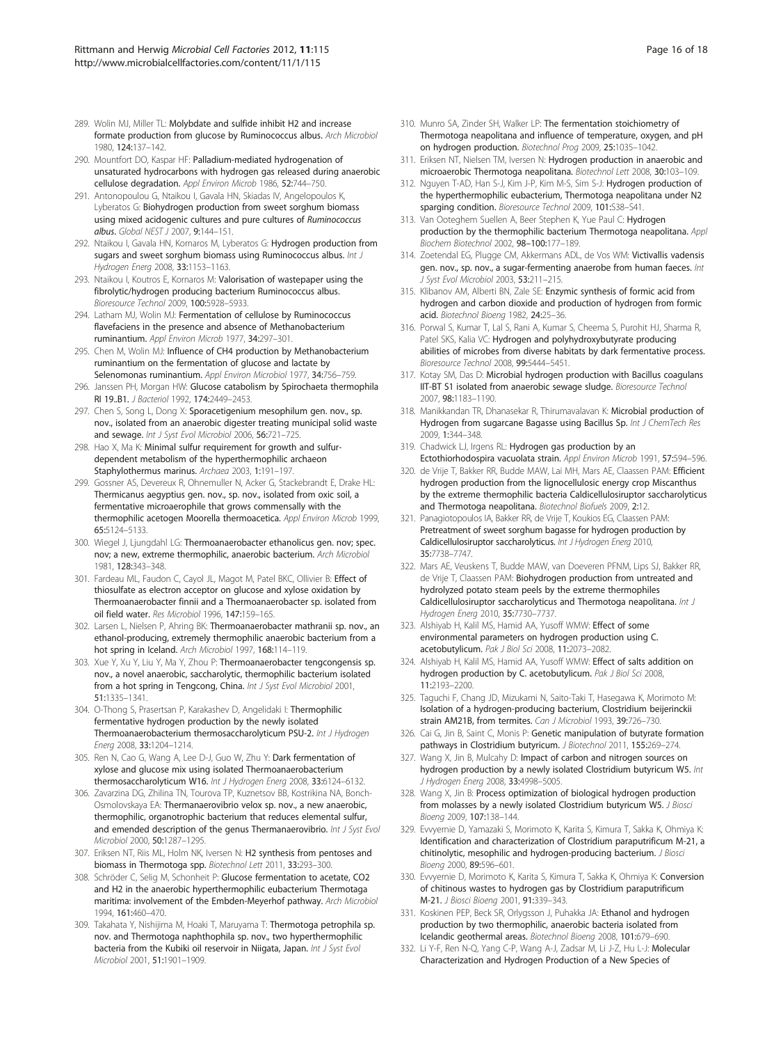289. Wolin MJ, Miller TL: **Molybdate and sulfide inhibit H2 and increase formate production from glucose by Ruminococcus albus.** *Arch Microbiol* 1980, **124:**137–142.
290. Mountfort DO, Kaspar HF: **Palladium-mediated hydrogenation of unsaturated hydrocarbons with hydrogen gas released during anaerobic cellulose degradation.** *Appl Environ Microb* 1986, **52:**744–750.
291. Antonopoulou G, Ntaikou I, Gavala HN, Skiadas IV, Angelopoulos K, Lyberatos G: **Biohydrogen production from sweet sorghum biomass using mixed acidogenic cultures and pure cultures of** ***Ruminococcus albus*****.** *Global NEST J* 2007, **9:**144–151.
292. Ntaikou I, Gavala HN, Kornaros M, Lyberatos G: **Hydrogen production from sugars and sweet sorghum biomass using Ruminococcus albus.** *Int J Hydrogen Energ* 2008, **33:**1153–1163.
293. Ntaikou I, Koutros E, Kornaros M: **Valorisation of wastepaper using the fibrolytic/hydrogen producing bacterium Ruminococcus albus.** *Bioresource Technol* 2009, **100:**5928–5933.
294. Latham MJ, Wolin MJ: **Fermentation of cellulose by Ruminococcus flavefaciens in the presence and absence of Methanobacterium ruminantium.** *Appl Environ Microb* 1977, **34:**297–301.
295. Chen M, Wolin MJ: **Influence of CH4 production by Methanobacterium ruminantium on the fermentation of glucose and lactate by Selenomonas ruminantium.** *Appl Environ Microbiol* 1977, **34:**756–759.
296. Janssen PH, Morgan HW: **Glucose catabolism by Spirochaeta thermophila RI 19..B1.** *J Bacteriol* 1992, **174:**2449–2453.
297. Chen S, Song L, Dong X: **Sporacetigenium mesophilum gen. nov., sp. nov., isolated from an anaerobic digester treating municipal solid waste and sewage.** *Int J Syst Evol Microbiol* 2006, **56:**721–725.
298. Hao X, Ma K: **Minimal sulfur requirement for growth and sulfur-dependent metabolism of the hyperthermophilic archaeon Staphylothermus marinus.** *Archaea* 2003, **1:**191–197.
299. Gossner AS, Devereux R, Ohnemuller N, Acker G, Stackebrandt E, Drake HL: **Thermicanus aegyptius gen. nov., sp. nov., isolated from oxic soil, a fermentative microaerophile that grows commensally with the thermophilic acetogen Moorella thermoacetica.** *Appl Environ Microb* 1999, **65:**5124–5133.
300. Wiegel J, Ljungdahl LG: **Thermoanaerobacter ethanolicus gen. nov; spec. nov; a new, extreme thermophilic, anaerobic bacterium.** *Arch Microbiol* 1981, **128:**343–348.
301. Fardeau ML, Faudon C, Cayol JL, Magot M, Patel BKC, Ollivier B: **Effect of thiosulfate as electron acceptor on glucose and xylose oxidation by Thermoanaerobacter finnii and a Thermoanaerobacter sp. isolated from oil field water.** *Res Microbiol* 1996, **147:**159–165.
302. Larsen L, Nielsen P, Ahring BK: **Thermoanaerobacter mathranii sp. nov., an ethanol-producing, extremely thermophilic anaerobic bacterium from a hot spring in Iceland.** *Arch Microbiol* 1997, **168:**114–119.
303. Xue Y, Xu Y, Liu Y, Ma Y, Zhou P: **Thermoanaerobacter tengcongensis sp. nov., a novel anaerobic, saccharolytic, thermophilic bacterium isolated from a hot spring in Tengcong, China.** *Int J Syst Evol Microbiol* 2001, **51:**1335–1341.
304. O-Thong S, Prasertsan P, Karakashev D, Angelidaki I: **Thermophilic fermentative hydrogen production by the newly isolated Thermoanaerobacterium thermosaccharolyticum PSU-2.** *Int J Hydrogen Energ* 2008, **33:**1204–1214.
305. Ren N, Cao G, Wang A, Lee D-J, Guo W, Zhu Y: **Dark fermentation of xylose and glucose mix using isolated Thermoanaerobacterium thermosaccharolyticum W16.** *Int J Hydrogen Energ* 2008, **33:**6124–6132.
306. Zavarzina DG, Zhilina TN, Tourova TP, Kuznetsov BB, Kostrikina NA, Bonch-Osmolovskaya EA: **Thermanaerovibrio velox sp. nov., a new anaerobic, thermophilic, organotrophic bacterium that reduces elemental sulfur, and emended description of the genus Thermanaerovibrio.** *Int J Syst Evol Microbiol* 2000, **50:**1287–1295.
307. Eriksen NT, Riis ML, Holm NK, Iversen N: **H2 synthesis from pentoses and biomass in Thermotoga spp.** *Biotechnol Lett* 2011, **33:**293–300.
308. Schröder C, Selig M, Schonheit P: **Glucose fermentation to acetate, CO2 and H2 in the anaerobic hyperthermophilic eubacterium Thermotaga maritima: involvement of the Embden-Meyerhof pathway.** *Arch Microbiol* 1994, **161:**460–470.
309. Takahata Y, Nishijima M, Hoaki T, Maruyama T: **Thermotoga petrophila sp. nov. and Thermotoga naphthophila sp. nov., two hyperthermophilic bacteria from the Kubiki oil reservoir in Niigata, Japan.** *Int J Syst Evol Microbiol* 2001, **51:**1901–1909.
310. Munro SA, Zinder SH, Walker LP: **The fermentation stoichiometry of Thermotoga neapolitana and influence of temperature, oxygen, and pH on hydrogen production.** *Biotechnol Prog* 2009, **25:**1035–1042.
311. Eriksen NT, Nielsen TM, Iversen N: **Hydrogen production in anaerobic and microaerobic Thermotoga neapolitana.** *Biotechnol Lett* 2008, **30:**103–109.
312. Nguyen T-AD, Han S-J, Kim J-P, Kim M-S, Sim S-J: **Hydrogen production of the hyperthermophilic eubacterium, Thermotoga neapolitana under N2 sparging condition.** *Bioresource Technol* 2009, **101:**S38–S41.
313. Van Ooteghem Suellen A, Beer Stephen K, Yue Paul C: **Hydrogen production by the thermophilic bacterium Thermotoga neapolitana.** *Appl Biochem Biotechnol* 2002, **98–100:**177–189.
314. Zoetendal EG, Plugge CM, Akkermans ADL, de Vos WM: **Victivallis vadensis gen. nov., sp. nov., a sugar-fermenting anaerobe from human faeces.** *Int J Syst Evol Microbiol* 2003, **53:**211–215.
315. Klibanov AM, Alberti BN, Zale SE: **Enzymic synthesis of formic acid from hydrogen and carbon dioxide and production of hydrogen from formic acid.** *Biotechnol Bioeng* 1982, **24:**25–36.
316. Porwal S, Kumar T, Lal S, Rani A, Kumar S, Cheema S, Purohit HJ, Sharma R, Patel SKS, Kalia VC: **Hydrogen and polyhydroxybutyrate producing abilities of microbes from diverse habitats by dark fermentative process.** *Bioresource Technol* 2008, **99:**5444–5451.
317. Kotay SM, Das D: **Microbial hydrogen production with Bacillus coagulans IIT-BT S1 isolated from anaerobic sewage sludge.** *Bioresource Technol* 2007, **98:**1183–1190.
318. Manikkandan TR, Dhanasekar R, Thirumavalavan K: **Microbial production of Hydrogen from sugarcane Bagasse using Bacillus Sp.** *Int J ChemTech Res* 2009, **1:**344–348.
319. Chadwick LJ, Irgens RL: **Hydrogen gas production by an Ectothiorhodospira vacuolata strain.** *Appl Environ Microb* 1991, **57:**594–596.
320. de Vrije T, Bakker RR, Budde MAW, Lai MH, Mars AE, Claassen PAM: **Efficient hydrogen production from the lignocellulosic energy crop Miscanthus by the extreme thermophilic bacteria Caldicellulosiruptor saccharolyticus and Thermotoga neapolitana.** *Biotechnol Biofuels* 2009, **2:**12.
321. Panagiotopoulos IA, Bakker RR, de Vrije T, Koukios EG, Claassen PAM: **Pretreatment of sweet sorghum bagasse for hydrogen production by Caldicellulosiruptor saccharolyticus.** *Int J Hydrogen Energ* 2010, **35:**7738–7747.
322. Mars AE, Veuskens T, Budde MAW, van Doeveren PFNM, Lips SJ, Bakker RR, de Vrije T, Claassen PAM: **Biohydrogen production from untreated and hydrolyzed potato steam peels by the extreme thermophiles Caldicellulosiruptor saccharolyticus and Thermotoga neapolitana.** *Int J Hydrogen Energ* 2010, **35:**7730–7737.
323. Alshiyab H, Kalil MS, Hamid AA, Yusoff WMW: **Effect of some environmental parameters on hydrogen production using C. acetobutylicum.** *Pak J Biol Sci* 2008, **11:**2073–2082.
324. Alshiyab H, Kalil MS, Hamid AA, Yusoff WMW: **Effect of salts addition on hydrogen production by C. acetobutylicum.** *Pak J Biol Sci* 2008, **11:**2193–2200.
325. Taguchi F, Chang JD, Mizukami N, Saito-Taki T, Hasegawa K, Morimoto M: **Isolation of a hydrogen-producing bacterium, Clostridium beijerinckii strain AM21B, from termites.** *Can J Microbiol* 1993, **39:**726–730.
326. Cai G, Jin B, Saint C, Monis P: **Genetic manipulation of butyrate formation pathways in Clostridium butyricum.** *J Biotechnol* 2011, **155:**269–274.
327. Wang X, Jin B, Mulcahy D: **Impact of carbon and nitrogen sources on hydrogen production by a newly isolated Clostridium butyricum W5.** *Int J Hydrogen Energ* 2008, **33:**4998–5005.
328. Wang X, Jin B: **Process optimization of biological hydrogen production from molasses by a newly isolated Clostridium butyricum W5.** *J Biosci Bioeng* 2009, **107:**138–144.
329. Evvyernie D, Yamazaki S, Morimoto K, Karita S, Kimura T, Sakka K, Ohmiya K: **Identification and characterization of Clostridium paraputrificum M-21, a chitinolytic, mesophilic and hydrogen-producing bacterium.** *J Biosci Bioeng* 2000, **89:**596–601.
330. Evvyernie D, Morimoto K, Karita S, Kimura T, Sakka K, Ohmiya K: **Conversion of chitinous wastes to hydrogen gas by Clostridium paraputrificum M-21.** *J Biosci Bioeng* 2001, **91:**339–343.
331. Koskinen PEP, Beck SR, Orlygsson J, Puhakka JA: **Ethanol and hydrogen production by two thermophilic, anaerobic bacteria isolated from Icelandic geothermal areas.** *Biotechnol Bioeng* 2008, **101:**679–690.
332. Li Y-F, Ren N-Q, Yang C-P, Wang A-J, Zadsar M, Li J-Z, Hu L-J: **Molecular Characterization and Hydrogen Production of a New Species of**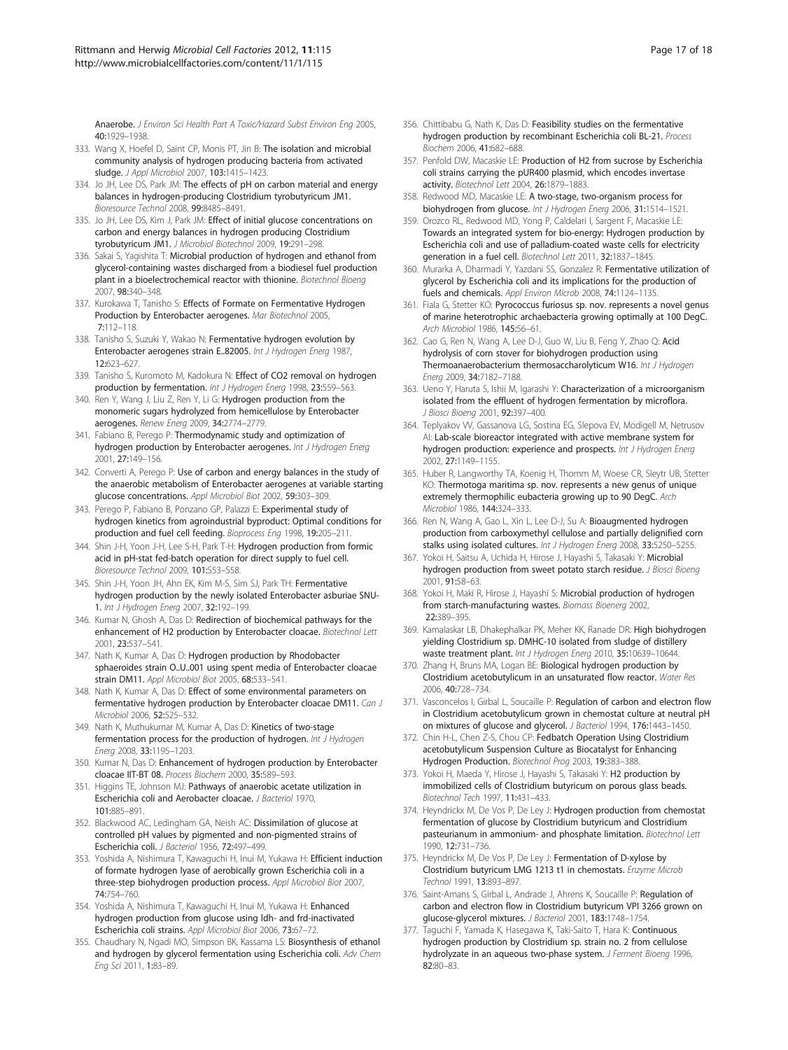Anaerobe. *J Environ Sci Health Part A Toxic/Hazard Subst Environ Eng* 2005, **40**:1929–1938.

333. Wang X, Hoefel D, Saint CP, Monis PT, Jin B: **The isolation and microbial community analysis of hydrogen producing bacteria from activated sludge.** *J Appl Microbiol* 2007, **103**:1415–1423.
334. Jo JH, Lee DS, Park JM: **The effects of pH on carbon material and energy balances in hydrogen-producing Clostridium tyrobutyricum JM1.** *Bioresource Technol* 2008, **99**:8485–8491.
335. Jo JH, Lee DS, Kim J, Park JM: **Effect of initial glucose concentrations on carbon and energy balances in hydrogen producing Clostridium tyrobutyricum JM1.** *J Microbiol Biotechnol* 2009, **19**:291–298.
336. Sakai S, Yagishita T: **Microbial production of hydrogen and ethanol from glycerol-containing wastes discharged from a biodiesel fuel production plant in a bioelectrochemical reactor with thionine.** *Biotechnol Bioeng* 2007, **98**:340–348.
337. Kurokawa T, Tanisho S: **Effects of Formate on Fermentative Hydrogen Production by Enterobacter aerogenes.** *Mar Biotechnol* 2005, **7**:112–118.
338. Tanisho S, Suzuki Y, Wakao N: **Fermentative hydrogen evolution by Enterobacter aerogenes strain E..82005.** *Int J Hydrogen Energ* 1987, **12**:623–627.
339. Tanisho S, Kuromoto M, Kadokura N: **Effect of CO2 removal on hydrogen production by fermentation.** *Int J Hydrogen Energ* 1998, **23**:559–563.
340. Ren Y, Wang J, Liu Z, Ren Y, Li G: **Hydrogen production from the monomeric sugars hydrolyzed from hemicellulose by Enterobacter aerogenes.** *Renew Energ* 2009, **34**:2774–2779.
341. Fabiano B, Perego P: **Thermodynamic study and optimization of hydrogen production by Enterobacter aerogenes.** *Int J Hydrogen Energ* 2001, **27**:149–156.
342. Converti A, Perego P: **Use of carbon and energy balances in the study of the anaerobic metabolism of Enterobacter aerogenes at variable starting glucose concentrations.** *Appl Microbiol Biot* 2002, **59**:303–309.
343. Perego P, Fabiano B, Ponzano GP, Palazzi E: **Experimental study of hydrogen kinetics from agroindustrial byproduct: Optimal conditions for production and fuel cell feeding.** *Bioprocess Eng* 1998, **19**:205–211.
344. Shin J-H, Yoon J-H, Lee S-H, Park T-H: **Hydrogen production from formic acid in pH-stat fed-batch operation for direct supply to fuel cell.** *Bioresource Technol* 2009, **101**:S53–S58.
345. Shin J-H, Yoon JH, Ahn EK, Kim M-S, Sim SJ, Park TH: **Fermentative hydrogen production by the newly isolated Enterobacter asburiae SNU-1.** *Int J Hydrogen Energ* 2007, **32**:192–199.
346. Kumar N, Ghosh A, Das D: **Redirection of biochemical pathways for the enhancement of H2 production by Enterobacter cloacae.** *Biotechnol Lett* 2001, **23**:537–541.
347. Nath K, Kumar A, Das D: **Hydrogen production by Rhodobacter sphaeroides strain O..U..001 using spent media of Enterobacter cloacae strain DM11.** *Appl Microbiol Biot* 2005, **68**:533–541.
348. Nath K, Kumar A, Das D: **Effect of some environmental parameters on fermentative hydrogen production by Enterobacter cloacae DM11.** *Can J Microbiol* 2006, **52**:525–532.
349. Nath K, Muthukumar M, Kumar A, Das D: **Kinetics of two-stage fermentation process for the production of hydrogen.** *Int J Hydrogen Energ* 2008, **33**:1195–1203.
350. Kumar N, Das D: **Enhancement of hydrogen production by Enterobacter cloacae IIT-BT 08.** *Process Biochem* 2000, **35**:589–593.
351. Higgins TE, Johnson MJ: **Pathways of anaerobic acetate utilization in Escherichia coli and Aerobacter cloacae.** *J Bacteriol* 1970, **101**:885–891.
352. Blackwood AC, Ledingham GA, Neish AC: **Dissimilation of glucose at controlled pH values by pigmented and non-pigmented strains of Escherichia coli.** *J Bacteriol* 1956, **72**:497–499.
353. Yoshida A, Nishimura T, Kawaguchi H, Inui M, Yukawa H: **Efficient induction of formate hydrogen lyase of aerobically grown Escherichia coli in a three-step biohydrogen production process.** *Appl Microbiol Biot* 2007, **74**:754–760.
354. Yoshida A, Nishimura T, Kawaguchi H, Inui M, Yukawa H: **Enhanced hydrogen production from glucose using ldh- and frd-inactivated Escherichia coli strains.** *Appl Microbiol Biot* 2006, **73**:67–72.
355. Chaudhary N, Ngadi MO, Simpson BK, Kassama LS: **Biosynthesis of ethanol and hydrogen by glycerol fermentation using Escherichia coli.** *Adv Chem Eng Sci* 2011, **1**:83–89.
356. Chittibabu G, Nath K, Das D: **Feasibility studies on the fermentative hydrogen production by recombinant Escherichia coli BL-21.** *Process Biochem* 2006, **41**:682–688.
357. Penfold DW, Macaskie LE: **Production of H2 from sucrose by Escherichia coli strains carrying the pUR400 plasmid, which encodes invertase activity.** *Biotechnol Lett* 2004, **26**:1879–1883.
358. Redwood MD, Macaskie LE: **A two-stage, two-organism process for biohydrogen from glucose.** *Int J Hydrogen Energ* 2006, **31**:1514–1521.
359. Orozco RL, Redwood MD, Yong P, Caldelari I, Sargent F, Macaskie LE: **Towards an integrated system for bio-energy: Hydrogen production by Escherichia coli and use of palladium-coated waste cells for electricity generation in a fuel cell.** *Biotechnol Lett* 2011, **32**:1837–1845.
360. Murarka A, Dharmadi Y, Yazdani SS, Gonzalez R: **Fermentative utilization of glycerol by Escherichia coli and its implications for the production of fuels and chemicals.** *Appl Environ Microb* 2008, **74**:1124–1135.
361. Fiala G, Stetter KO: **Pyrococcus furiosus sp. nov. represents a novel genus of marine heterotrophic archaebacteria growing optimally at 100 DegC.** *Arch Microbiol* 1986, **145**:56–61.
362. Cao G, Ren N, Wang A, Lee D-J, Guo W, Liu B, Feng Y, Zhao Q: **Acid hydrolysis of corn stover for biohydrogen production using Thermoanaerobacterium thermosaccharolyticum W16.** *Int J Hydrogen Energ* 2009, **34**:7182–7188.
363. Ueno Y, Haruta S, Ishii M, Igarashi Y: **Characterization of a microorganism isolated from the effluent of hydrogen fermentation by microflora.** *J Biosci Bioeng* 2001, **92**:397–400.
364. Teplyakov VV, Gassanova LG, Sostina EG, Slepova EV, Modigell M, Netrusov AI: **Lab-scale bioreactor integrated with active membrane system for hydrogen production: experience and prospects.** *Int J Hydrogen Energ* 2002, **27**:1149–1155.
365. Huber R, Langworthy TA, Koenig H, Thomm M, Woese CR, Sleytr UB, Stetter KO: **Thermotoga maritima sp. nov. represents a new genus of unique extremely thermophilic eubacteria growing up to 90 DegC.** *Arch Microbiol* 1986, **144**:324–333.
366. Ren N, Wang A, Gao L, Xin L, Lee D-J, Su A: **Bioaugmented hydrogen production from carboxymethyl cellulose and partially delignified corn stalks using isolated cultures.** *Int J Hydrogen Energ* 2008, **33**:5250–5255.
367. Yokoi H, Saitsu A, Uchida H, Hirose J, Hayashi S, Takasaki Y: **Microbial hydrogen production from sweet potato starch residue.** *J Biosci Bioeng* 2001, **91**:58–63.
368. Yokoi H, Maki R, Hirose J, Hayashi S: **Microbial production of hydrogen from starch-manufacturing wastes.** *Biomass Bioenerg* 2002, **22**:389–395.
369. Kamalaskar LB, Dhakephalkar PK, Meher KK, Ranade DR: **High biohydrogen yielding Clostridium sp. DMHC-10 isolated from sludge of distillery waste treatment plant.** *Int J Hydrogen Energ* 2010, **35**:10639–10644.
370. Zhang H, Bruns MA, Logan BE: **Biological hydrogen production by Clostridium acetobutylicum in an unsaturated flow reactor.** *Water Res* 2006, **40**:728–734.
371. Vasconcelos I, Girbal L, Soucaille P: **Regulation of carbon and electron flow in Clostridium acetobutylicum grown in chemostat culture at neutral pH on mixtures of glucose and glycerol.** *J Bacteriol* 1994, **176**:1443–1450.
372. Chin H-L, Chen Z-S, Chou CP: **Fedbatch Operation Using Clostridium acetobutylicum Suspension Culture as Biocatalyst for Enhancing Hydrogen Production.** *Biotechnol Prog* 2003, **19**:383–388.
373. Yokoi H, Maeda Y, Hirose J, Hayashi S, Takasaki Y: **H2 production by immobilized cells of Clostridium butyricum on porous glass beads.** *Biotechnol Tech* 1997, **11**:431–433.
374. Heyndrickx M, De Vos P, De Ley J: **Hydrogen production from chemostat fermentation of glucose by Clostridium butyricum and Clostridium pasteurianum in ammonium- and phosphate limitation.** *Biotechnol Lett* 1990, **12**:731–736.
375. Heyndrickx M, De Vos P, De Ley J: **Fermentation of D-xylose by Clostridium butyricum LMG 1213 t1 in chemostats.** *Enzyme Microb Technol* 1991, **13**:893–897.
376. Saint-Amans S, Girbal L, Andrade J, Ahrens K, Soucaille P: **Regulation of carbon and electron flow in Clostridium butyricum VPI 3266 grown on glucose-glycerol mixtures.** *J Bacteriol* 2001, **183**:1748–1754.
377. Taguchi F, Yamada K, Hasegawa K, Taki-Saito T, Hara K: **Continuous hydrogen production by Clostridium sp. strain no. 2 from cellulose hydrolyzate in an aqueous two-phase system.** *J Ferment Bioeng* 1996, **82**:80–83.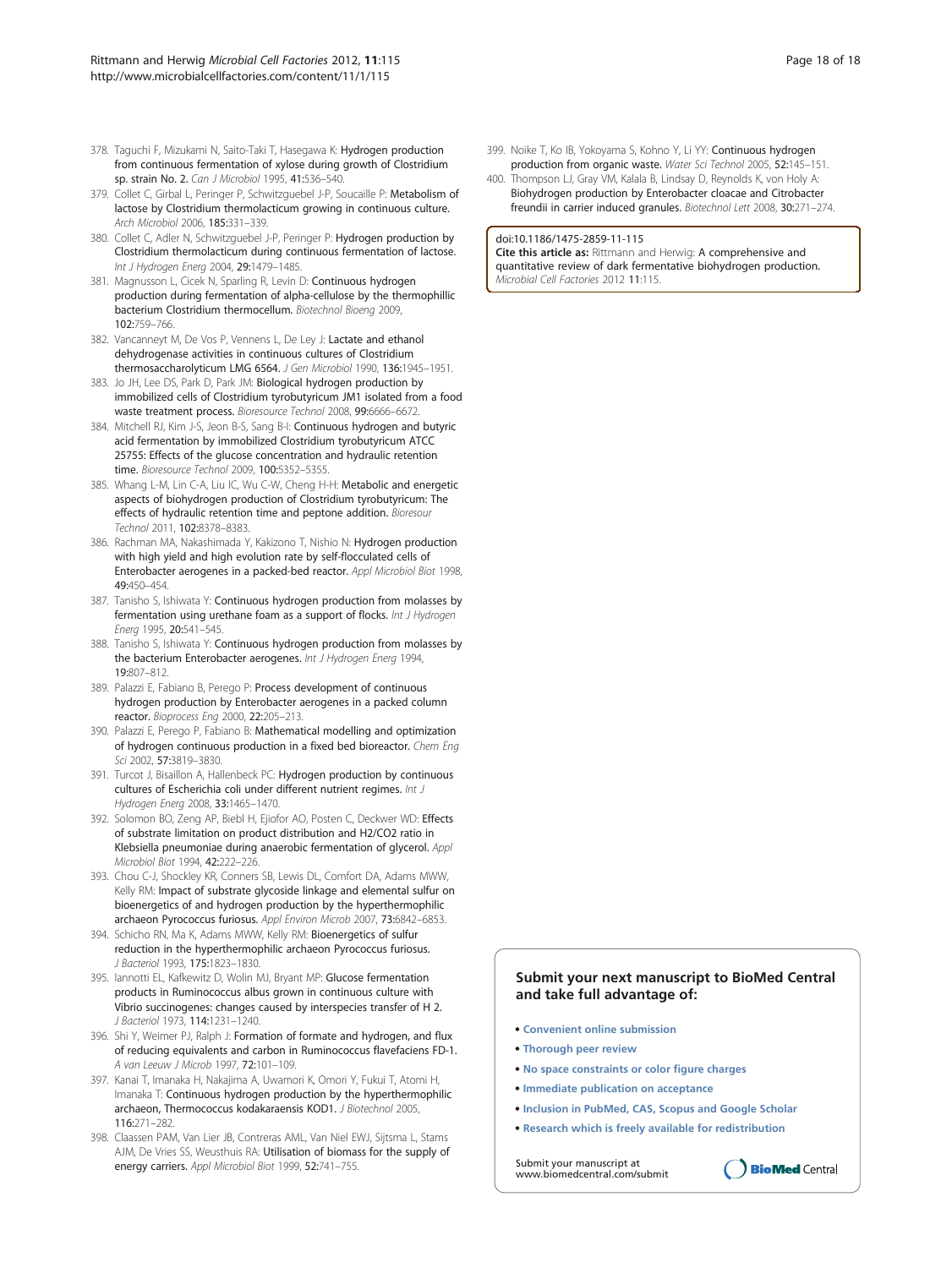378. Taguchi F, Mizukami N, Saito-Taki T, Hasegawa K: **Hydrogen production from continuous fermentation of xylose during growth of Clostridium sp. strain No. 2.** *Can J Microbiol* 1995, **41:**536–540.
379. Collet C, Girbal L, Peringer P, Schwitzguebel J-P, Soucaille P: **Metabolism of lactose by Clostridium thermolacticum growing in continuous culture.** *Arch Microbiol* 2006, **185:**331–339.
380. Collet C, Adler N, Schwitzguebel J-P, Peringer P: **Hydrogen production by Clostridium thermolacticum during continuous fermentation of lactose.** *Int J Hydrogen Energ* 2004, **29:**1479–1485.
381. Magnusson L, Cicek N, Sparling R, Levin D: **Continuous hydrogen production during fermentation of alpha-cellulose by the thermophillic bacterium Clostridium thermocellum.** *Biotechnol Bioeng* 2009, **102:**759–766.
382. Vancanneyt M, De Vos P, Vennens L, De Ley J: **Lactate and ethanol dehydrogenase activities in continuous cultures of Clostridium thermosaccharolyticum LMG 6564.** *J Gen Microbiol* 1990, **136:**1945–1951.
383. Jo JH, Lee DS, Park D, Park JM: **Biological hydrogen production by immobilized cells of Clostridium tyrobutyricum JM1 isolated from a food waste treatment process.** *Bioresource Technol* 2008, **99:**6666–6672.
384. Mitchell RJ, Kim J-S, Jeon B-S, Sang B-I: **Continuous hydrogen and butyric acid fermentation by immobilized Clostridium tyrobutyricum ATCC 25755: Effects of the glucose concentration and hydraulic retention time.** *Bioresource Technol* 2009, **100:**5352–5355.
385. Whang L-M, Lin C-A, Liu IC, Wu C-W, Cheng H-H: **Metabolic and energetic aspects of biohydrogen production of Clostridium tyrobutyricum: The effects of hydraulic retention time and peptone addition.** *Bioresour Technol* 2011, **102:**8378–8383.
386. Rachman MA, Nakashimada Y, Kakizono T, Nishio N: **Hydrogen production with high yield and high evolution rate by self-flocculated cells of Enterobacter aerogenes in a packed-bed reactor.** *Appl Microbiol Biot* 1998, **49:**450–454.
387. Tanisho S, Ishiwata Y: **Continuous hydrogen production from molasses by fermentation using urethane foam as a support of flocks.** *Int J Hydrogen Energ* 1995, **20:**541–545.
388. Tanisho S, Ishiwata Y: **Continuous hydrogen production from molasses by the bacterium Enterobacter aerogenes.** *Int J Hydrogen Energ* 1994, **19:**807–812.
389. Palazzi E, Fabiano B, Perego P: **Process development of continuous hydrogen production by Enterobacter aerogenes in a packed column reactor.** *Bioprocess Eng* 2000, **22:**205–213.
390. Palazzi E, Perego P, Fabiano B: **Mathematical modelling and optimization of hydrogen continuous production in a fixed bed bioreactor.** *Chem Eng Sci* 2002, **57:**3819–3830.
391. Turcot J, Bisaillon A, Hallenbeck PC: **Hydrogen production by continuous cultures of Escherichia coli under different nutrient regimes.** *Int J Hydrogen Energ* 2008, **33:**1465–1470.
392. Solomon BO, Zeng AP, Biebl H, Ejiofor AO, Posten C, Deckwer WD: **Effects of substrate limitation on product distribution and H2/CO2 ratio in Klebsiella pneumoniae during anaerobic fermentation of glycerol.** *Appl Microbiol Biot* 1994, **42:**222–226.
393. Chou C-J, Shockley KR, Conners SB, Lewis DL, Comfort DA, Adams MWW, Kelly RM: **Impact of substrate glycoside linkage and elemental sulfur on bioenergetics of and hydrogen production by the hyperthermophilic archaeon Pyrococcus furiosus.** *Appl Environ Microb* 2007, **73:**6842–6853.
394. Schicho RN, Ma K, Adams MWW, Kelly RM: **Bioenergetics of sulfur reduction in the hyperthermophilic archaeon Pyrococcus furiosus.** *J Bacteriol* 1993, **175:**1823–1830.
395. Iannotti EL, Kafkewitz D, Wolin MJ, Bryant MP: **Glucose fermentation products in Ruminococcus albus grown in continuous culture with Vibrio succinogenes: changes caused by interspecies transfer of H 2.** *J Bacteriol* 1973, **114:**1231–1240.
396. Shi Y, Weimer PJ, Ralph J: **Formation of formate and hydrogen, and flux of reducing equivalents and carbon in Ruminococcus flavefaciens FD-1.** *A van Leeuw J Microb* 1997, **72:**101–109.
397. Kanai T, Imanaka H, Nakajima A, Uwamori K, Omori Y, Fukui T, Atomi H, Imanaka T: **Continuous hydrogen production by the hyperthermophilic archaeon, Thermococcus kodakaraensis KOD1.** *J Biotechnol* 2005, **116:**271–282.
398. Claassen PAM, Van Lier JB, Contreras AML, Van Niel EWJ, Sijtsma L, Stams AJM, De Vries SS, Weusthuis RA: **Utilisation of biomass for the supply of energy carriers.** *Appl Microbiol Biot* 1999, **52:**741–755.
399. Noike T, Ko IB, Yokoyama S, Kohno Y, Li YY: **Continuous hydrogen production from organic waste.** *Water Sci Technol* 2005, **52:**145–151.
400. Thompson LJ, Gray VM, Kalala B, Lindsay D, Reynolds K, von Holy A: **Biohydrogen production by Enterobacter cloacae and Citrobacter freundii in carrier induced granules.** *Biotechnol Lett* 2008, **30:**271–274.

doi:10.1186/1475-2859-11-115
**Cite this article as:** Rittmann and Herwig: A comprehensive and quantitative review of dark fermentative biohydrogen production. *Microbial Cell Factories* 2012 **11**:115.

**Submit your next manuscript to BioMed Central and take full advantage of:**

- **Convenient online submission**
- **Thorough peer review**
- **No space constraints or color figure charges**
- **Immediate publication on acceptance**
- **Inclusion in PubMed, CAS, Scopus and Google Scholar**
- **Research which is freely available for redistribution**

Submit your manuscript at
www.biomedcentral.com/submit

BioMed Central